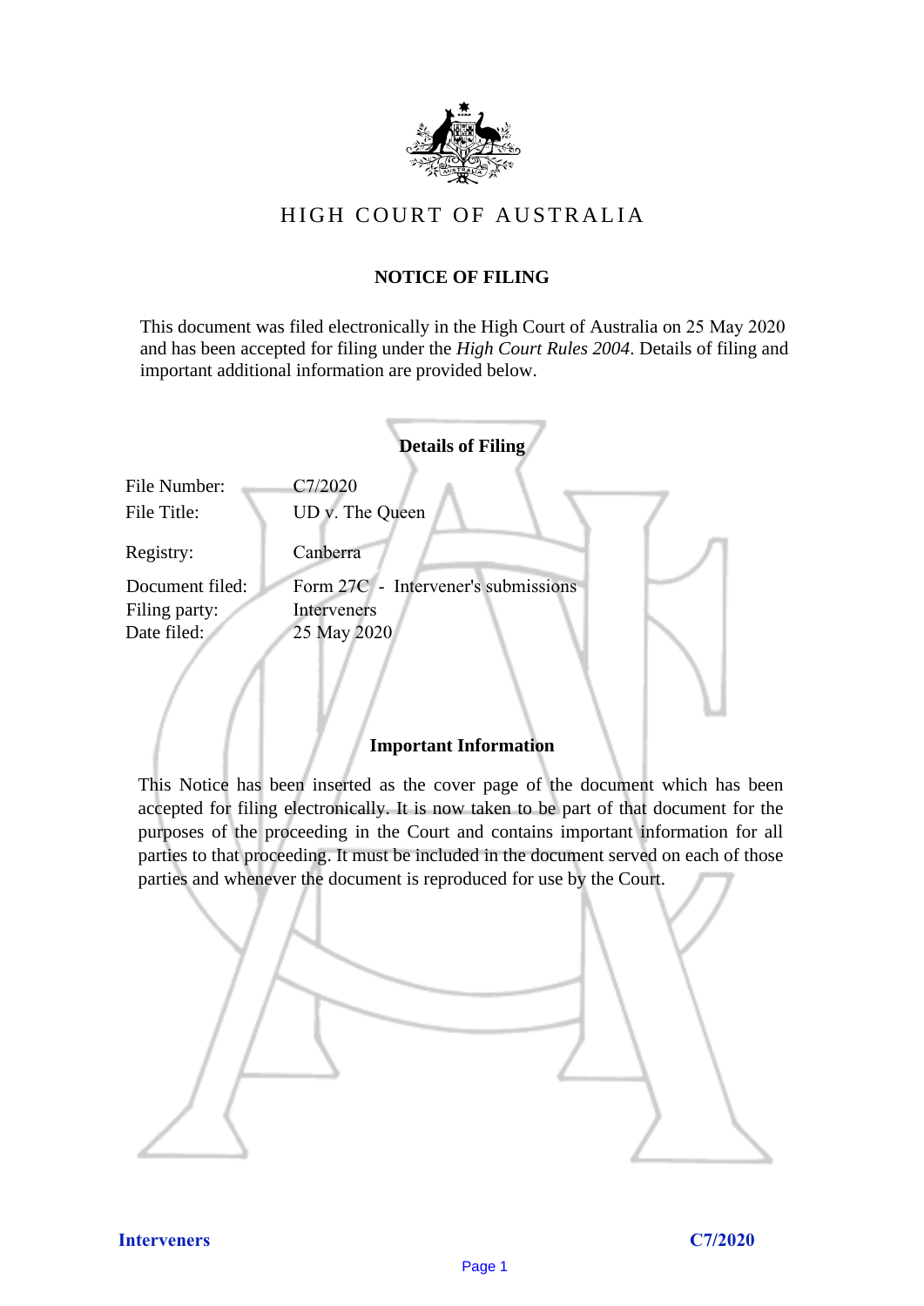# HIGH COURT OF AUSTRALIA

## NOTICE OF FILING

This document was filed electronically in the High Court of Australia on 25 May 2020 and has been accepted for filing under the *High Court Rules 2004*. Details of filing and important additional information are provided below.

### Details of Filing

| | |
|---|---|
| File Number: | C7/2020 |
| File Title: | UD v. The Queen |
| Registry: | Canberra |
| Document filed: | Form 27C - Intervener's submissions |
| Filing party: | Interveners |
| Date filed: | 25 May 2020 |

### Important Information

This Notice has been inserted as the cover page of the document which has been accepted for filing electronically. It is now taken to be part of that document for the purposes of the proceeding in the Court and contains important information for all parties to that proceeding. It must be included in the document served on each of those parties and whenever the document is reproduced for use by the Court.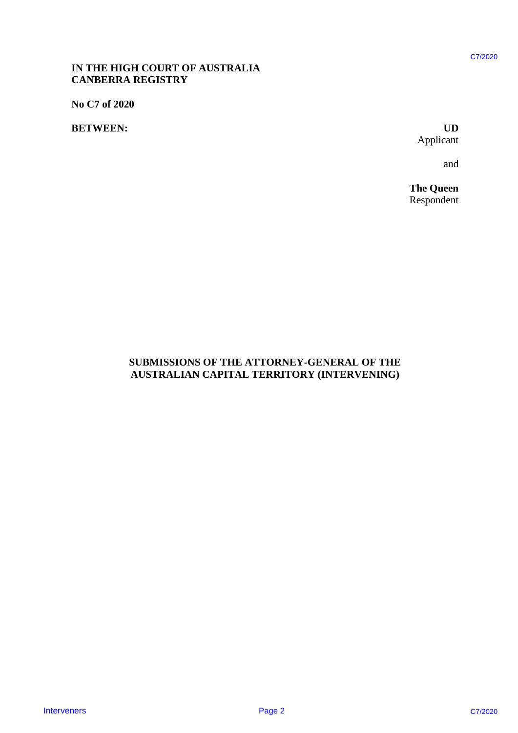**IN THE HIGH COURT OF AUSTRALIA**
**CANBERRA REGISTRY**

**No C7 of 2020**

**BETWEEN:**

**UD**
Applicant

and

**The Queen**
Respondent

**SUBMISSIONS OF THE ATTORNEY-GENERAL OF THE AUSTRALIAN CAPITAL TERRITORY (INTERVENING)**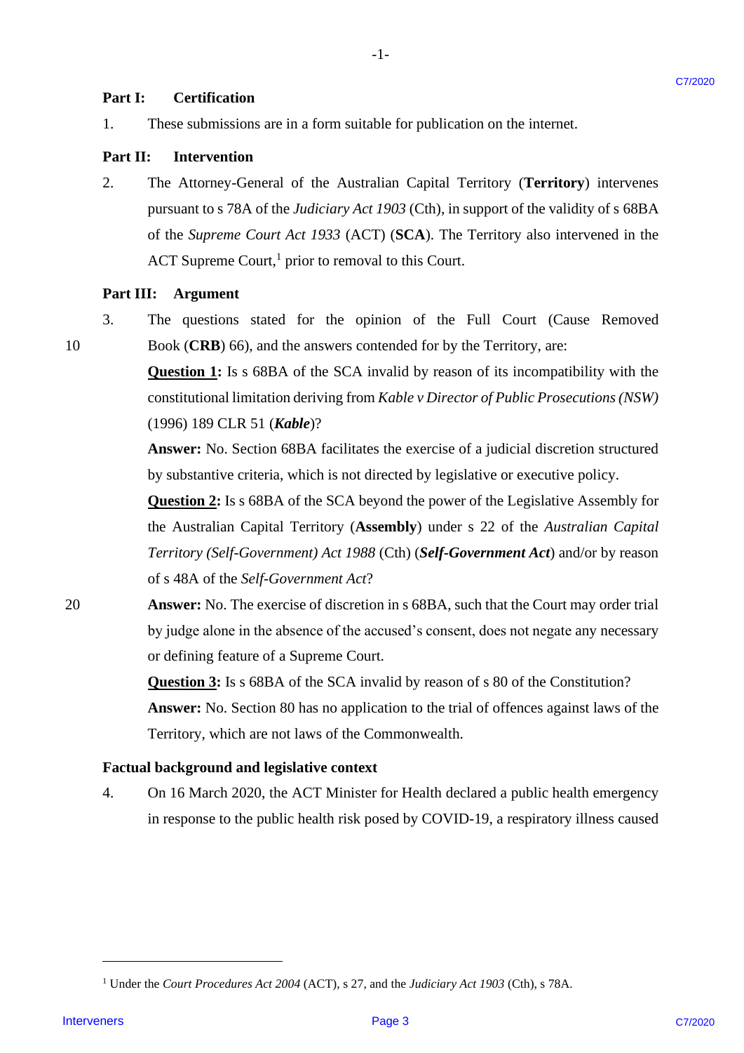## Part I: Certification

1. These submissions are in a form suitable for publication on the internet.

## Part II: Intervention

2. The Attorney-General of the Australian Capital Territory (**Territory**) intervenes pursuant to s 78A of the *Judiciary Act 1903* (Cth), in support of the validity of s 68BA of the *Supreme Court Act 1933* (ACT) (**SCA**). The Territory also intervened in the ACT Supreme Court,[1] prior to removal to this Court.

## Part III: Argument

3. The questions stated for the opinion of the Full Court (Cause Removed Book (**CRB**) 66), and the answers contended for by the Territory, are:

   **Question 1:** Is s 68BA of the SCA invalid by reason of its incompatibility with the constitutional limitation deriving from *Kable v Director of Public Prosecutions (NSW)* (1996) 189 CLR 51 (***Kable***)?

   **Answer:** No. Section 68BA facilitates the exercise of a judicial discretion structured by substantive criteria, which is not directed by legislative or executive policy.

   **Question 2:** Is s 68BA of the SCA beyond the power of the Legislative Assembly for the Australian Capital Territory (**Assembly**) under s 22 of the *Australian Capital Territory (Self-Government) Act 1988* (Cth) (***Self-Government Act***) and/or by reason of s 48A of the *Self-Government Act*?

   **Answer:** No. The exercise of discretion in s 68BA, such that the Court may order trial by judge alone in the absence of the accused's consent, does not negate any necessary or defining feature of a Supreme Court.

   **Question 3:** Is s 68BA of the SCA invalid by reason of s 80 of the Constitution?

   **Answer:** No. Section 80 has no application to the trial of offences against laws of the Territory, which are not laws of the Commonwealth.

### Factual background and legislative context

4. On 16 March 2020, the ACT Minister for Health declared a public health emergency in response to the public health risk posed by COVID-19, a respiratory illness caused

[1] Under the *Court Procedures Act 2004* (ACT), s 27, and the *Judiciary Act 1903* (Cth), s 78A.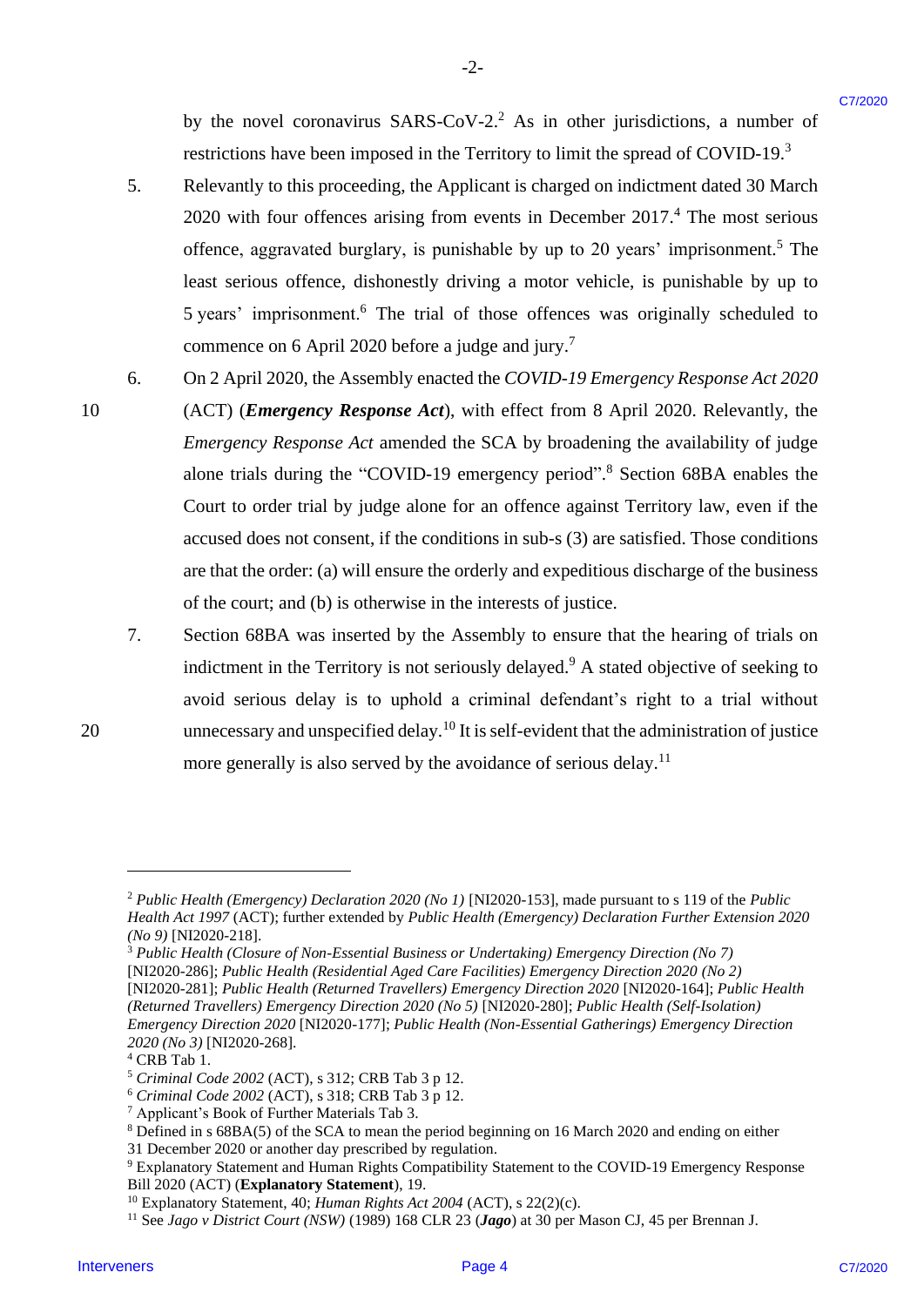by the novel coronavirus SARS-CoV-2.[2] As in other jurisdictions, a number of restrictions have been imposed in the Territory to limit the spread of COVID-19.[3]

5. Relevantly to this proceeding, the Applicant is charged on indictment dated 30 March 2020 with four offences arising from events in December 2017.[4] The most serious offence, aggravated burglary, is punishable by up to 20 years' imprisonment.[5] The least serious offence, dishonestly driving a motor vehicle, is punishable by up to 5 years' imprisonment.[6] The trial of those offences was originally scheduled to commence on 6 April 2020 before a judge and jury.[7]

6. On 2 April 2020, the Assembly enacted the *COVID-19 Emergency Response Act 2020* (ACT) (***Emergency Response Act***), with effect from 8 April 2020. Relevantly, the *Emergency Response Act* amended the SCA by broadening the availability of judge alone trials during the "COVID-19 emergency period".[8] Section 68BA enables the Court to order trial by judge alone for an offence against Territory law, even if the accused does not consent, if the conditions in sub-s (3) are satisfied. Those conditions are that the order: (a) will ensure the orderly and expeditious discharge of the business of the court; and (b) is otherwise in the interests of justice.

7. Section 68BA was inserted by the Assembly to ensure that the hearing of trials on indictment in the Territory is not seriously delayed.[9] A stated objective of seeking to avoid serious delay is to uphold a criminal defendant's right to a trial without unnecessary and unspecified delay.[10] It is self-evident that the administration of justice more generally is also served by the avoidance of serious delay.[11]

---

[2] *Public Health (Emergency) Declaration 2020 (No 1)* [NI2020-153], made pursuant to s 119 of the *Public Health Act 1997* (ACT); further extended by *Public Health (Emergency) Declaration Further Extension 2020 (No 9)* [NI2020-218].

[3] *Public Health (Closure of Non-Essential Business or Undertaking) Emergency Direction (No 7)* [NI2020-286]; *Public Health (Residential Aged Care Facilities) Emergency Direction 2020 (No 2)* [NI2020-281]; *Public Health (Returned Travellers) Emergency Direction 2020* [NI2020-164]; *Public Health (Returned Travellers) Emergency Direction 2020 (No 5)* [NI2020-280]; *Public Health (Self-Isolation) Emergency Direction 2020* [NI2020-177]; *Public Health (Non-Essential Gatherings) Emergency Direction 2020 (No 3)* [NI2020-268].

[4] CRB Tab 1.

[5] *Criminal Code 2002* (ACT), s 312; CRB Tab 3 p 12.

[6] *Criminal Code 2002* (ACT), s 318; CRB Tab 3 p 12.

[7] Applicant's Book of Further Materials Tab 3.

[8] Defined in s 68BA(5) of the SCA to mean the period beginning on 16 March 2020 and ending on either 31 December 2020 or another day prescribed by regulation.

[9] Explanatory Statement and Human Rights Compatibility Statement to the COVID-19 Emergency Response Bill 2020 (ACT) (**Explanatory Statement**), 19.

[10] Explanatory Statement, 40; *Human Rights Act 2004* (ACT), s 22(2)(c).

[11] See *Jago v District Court (NSW)* (1989) 168 CLR 23 (***Jago***) at 30 per Mason CJ, 45 per Brennan J.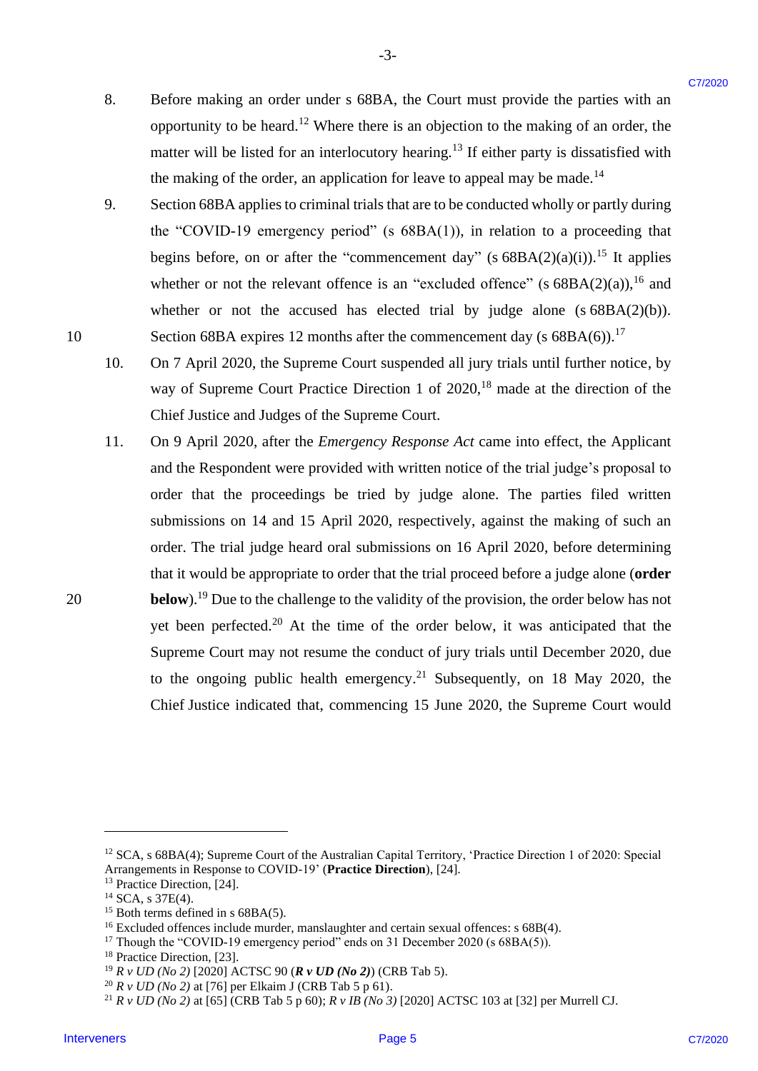8. Before making an order under s 68BA, the Court must provide the parties with an opportunity to be heard.[12] Where there is an objection to the making of an order, the matter will be listed for an interlocutory hearing.[13] If either party is dissatisfied with the making of the order, an application for leave to appeal may be made.[14]

9. Section 68BA applies to criminal trials that are to be conducted wholly or partly during the "COVID-19 emergency period" (s 68BA(1)), in relation to a proceeding that begins before, on or after the "commencement day" (s 68BA(2)(a)(i)).[15] It applies whether or not the relevant offence is an "excluded offence" (s 68BA(2)(a)),[16] and whether or not the accused has elected trial by judge alone (s 68BA(2)(b)). Section 68BA expires 12 months after the commencement day (s 68BA(6)).[17]

10. On 7 April 2020, the Supreme Court suspended all jury trials until further notice, by way of Supreme Court Practice Direction 1 of 2020,[18] made at the direction of the Chief Justice and Judges of the Supreme Court.

11. On 9 April 2020, after the *Emergency Response Act* came into effect, the Applicant and the Respondent were provided with written notice of the trial judge's proposal to order that the proceedings be tried by judge alone. The parties filed written submissions on 14 and 15 April 2020, respectively, against the making of such an order. The trial judge heard oral submissions on 16 April 2020, before determining that it would be appropriate to order that the trial proceed before a judge alone (**order below**).[19] Due to the challenge to the validity of the provision, the order below has not yet been perfected.[20] At the time of the order below, it was anticipated that the Supreme Court may not resume the conduct of jury trials until December 2020, due to the ongoing public health emergency.[21] Subsequently, on 18 May 2020, the Chief Justice indicated that, commencing 15 June 2020, the Supreme Court would

---

[12] SCA, s 68BA(4); Supreme Court of the Australian Capital Territory, 'Practice Direction 1 of 2020: Special Arrangements in Response to COVID-19' (**Practice Direction**), [24].
[13] Practice Direction, [24].
[14] SCA, s 37E(4).
[15] Both terms defined in s 68BA(5).
[16] Excluded offences include murder, manslaughter and certain sexual offences: s 68B(4).
[17] Though the "COVID-19 emergency period" ends on 31 December 2020 (s 68BA(5)).
[18] Practice Direction, [23].
[19] *R v UD (No 2)* [2020] ACTSC 90 (***R v UD (No 2)***) (CRB Tab 5).
[20] *R v UD (No 2)* at [76] per Elkaim J (CRB Tab 5 p 61).
[21] *R v UD (No 2)* at [65] (CRB Tab 5 p 60); *R v IB (No 3)* [2020] ACTSC 103 at [32] per Murrell CJ.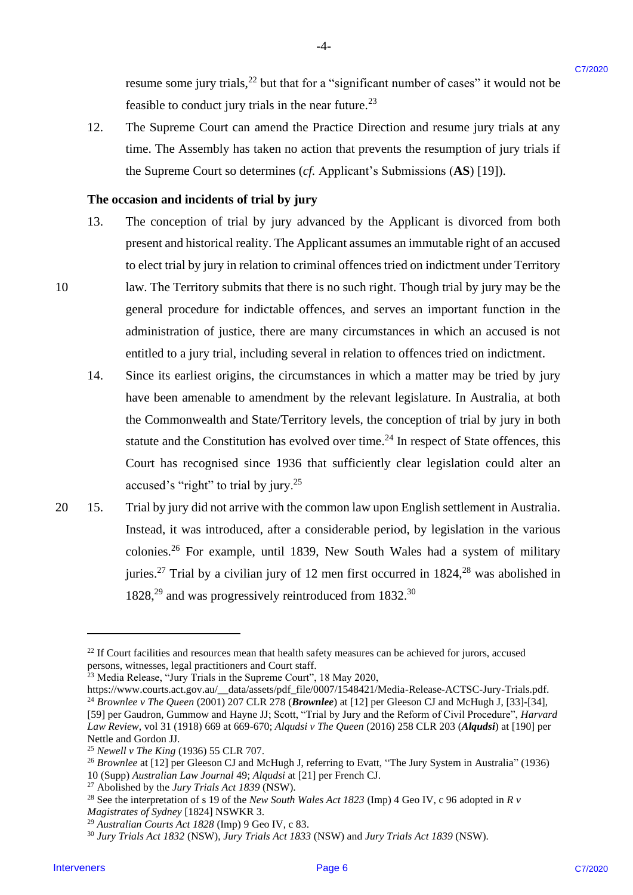resume some jury trials,[22] but that for a "significant number of cases" it would not be feasible to conduct jury trials in the near future.[23]

12. The Supreme Court can amend the Practice Direction and resume jury trials at any time. The Assembly has taken no action that prevents the resumption of jury trials if the Supreme Court so determines (*cf.* Applicant's Submissions (**AS**) [19]).

**The occasion and incidents of trial by jury**

13. The conception of trial by jury advanced by the Applicant is divorced from both present and historical reality. The Applicant assumes an immutable right of an accused to elect trial by jury in relation to criminal offences tried on indictment under Territory law. The Territory submits that there is no such right. Though trial by jury may be the general procedure for indictable offences, and serves an important function in the administration of justice, there are many circumstances in which an accused is not entitled to a jury trial, including several in relation to offences tried on indictment.

14. Since its earliest origins, the circumstances in which a matter may be tried by jury have been amenable to amendment by the relevant legislature. In Australia, at both the Commonwealth and State/Territory levels, the conception of trial by jury in both statute and the Constitution has evolved over time.[24] In respect of State offences, this Court has recognised since 1936 that sufficiently clear legislation could alter an accused's "right" to trial by jury.[25]

15. Trial by jury did not arrive with the common law upon English settlement in Australia. Instead, it was introduced, after a considerable period, by legislation in the various colonies.[26] For example, until 1839, New South Wales had a system of military juries.[27] Trial by a civilian jury of 12 men first occurred in 1824,[28] was abolished in 1828,[29] and was progressively reintroduced from 1832.[30]

---

[22] If Court facilities and resources mean that health safety measures can be achieved for jurors, accused persons, witnesses, legal practitioners and Court staff.

[23] Media Release, "Jury Trials in the Supreme Court", 18 May 2020, https://www.courts.act.gov.au/__data/assets/pdf_file/0007/1548421/Media-Release-ACTSC-Jury-Trials.pdf.

[24] *Brownlee v The Queen* (2001) 207 CLR 278 (***Brownlee***) at [12] per Gleeson CJ and McHugh J, [33]-[34], [59] per Gaudron, Gummow and Hayne JJ; Scott, "Trial by Jury and the Reform of Civil Procedure", *Harvard Law Review*, vol 31 (1918) 669 at 669-670; *Alqudsi v The Queen* (2016) 258 CLR 203 (***Alqudsi***) at [190] per Nettle and Gordon JJ.

[25] *Newell v The King* (1936) 55 CLR 707.

[26] *Brownlee* at [12] per Gleeson CJ and McHugh J, referring to Evatt, "The Jury System in Australia" (1936) 10 (Supp) *Australian Law Journal* 49; *Alqudsi* at [21] per French CJ.

[27] Abolished by the *Jury Trials Act 1839* (NSW).

[28] See the interpretation of s 19 of the *New South Wales Act 1823* (Imp) 4 Geo IV, c 96 adopted in *R v Magistrates of Sydney* [1824] NSWKR 3.

[29] *Australian Courts Act 1828* (Imp) 9 Geo IV, c 83.

[30] *Jury Trials Act 1832* (NSW), *Jury Trials Act 1833* (NSW) and *Jury Trials Act 1839* (NSW).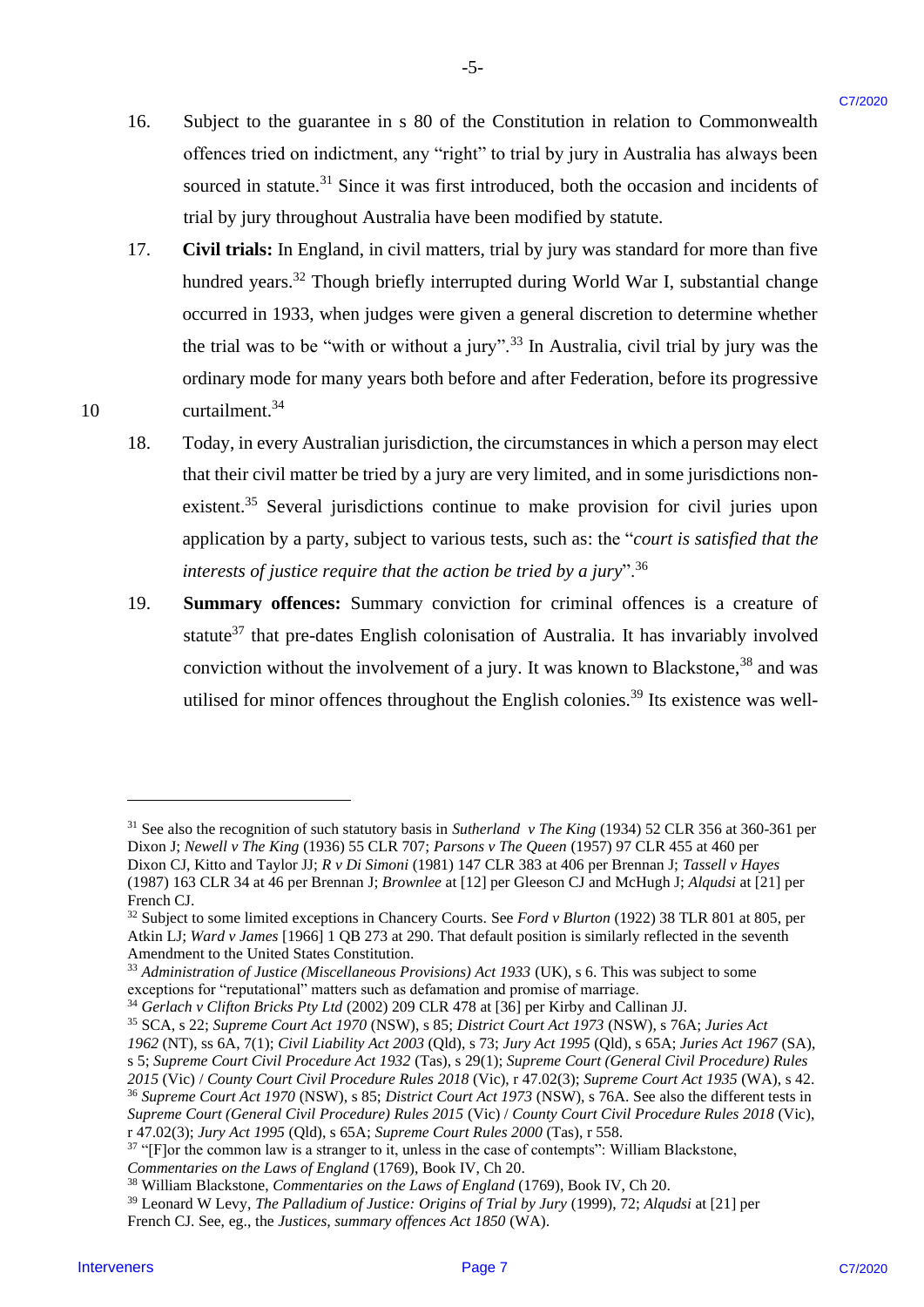16. Subject to the guarantee in s 80 of the Constitution in relation to Commonwealth offences tried on indictment, any "right" to trial by jury in Australia has always been sourced in statute.[31] Since it was first introduced, both the occasion and incidents of trial by jury throughout Australia have been modified by statute.

17. **Civil trials:** In England, in civil matters, trial by jury was standard for more than five hundred years.[32] Though briefly interrupted during World War I, substantial change occurred in 1933, when judges were given a general discretion to determine whether the trial was to be "with or without a jury".[33] In Australia, civil trial by jury was the ordinary mode for many years both before and after Federation, before its progressive curtailment.[34]

18. Today, in every Australian jurisdiction, the circumstances in which a person may elect that their civil matter be tried by a jury are very limited, and in some jurisdictions non-existent.[35] Several jurisdictions continue to make provision for civil juries upon application by a party, subject to various tests, such as: the "*court is satisfied that the interests of justice require that the action be tried by a jury*".[36]

19. **Summary offences:** Summary conviction for criminal offences is a creature of statute[37] that pre-dates English colonisation of Australia. It has invariably involved conviction without the involvement of a jury. It was known to Blackstone,[38] and was utilised for minor offences throughout the English colonies.[39] Its existence was well-

---

[31] See also the recognition of such statutory basis in *Sutherland v The King* (1934) 52 CLR 356 at 360-361 per Dixon J; *Newell v The King* (1936) 55 CLR 707; *Parsons v The Queen* (1957) 97 CLR 455 at 460 per Dixon CJ, Kitto and Taylor JJ; *R v Di Simoni* (1981) 147 CLR 383 at 406 per Brennan J; *Tassell v Hayes* (1987) 163 CLR 34 at 46 per Brennan J; *Brownlee* at [12] per Gleeson CJ and McHugh J; *Alqudsi* at [21] per French CJ.

[32] Subject to some limited exceptions in Chancery Courts. See *Ford v Blurton* (1922) 38 TLR 801 at 805, per Atkin LJ; *Ward v James* [1966] 1 QB 273 at 290. That default position is similarly reflected in the seventh Amendment to the United States Constitution.

[33] *Administration of Justice (Miscellaneous Provisions) Act 1933* (UK), s 6. This was subject to some exceptions for "reputational" matters such as defamation and promise of marriage.

[34] *Gerlach v Clifton Bricks Pty Ltd* (2002) 209 CLR 478 at [36] per Kirby and Callinan JJ.

[35] SCA, s 22; *Supreme Court Act 1970* (NSW), s 85; *District Court Act 1973* (NSW), s 76A; *Juries Act 1962* (NT), ss 6A, 7(1); *Civil Liability Act 2003* (Qld), s 73; *Jury Act 1995* (Qld), s 65A; *Juries Act 1967* (SA), s 5; *Supreme Court Civil Procedure Act 1932* (Tas), s 29(1); *Supreme Court (General Civil Procedure) Rules 2015* (Vic) / *County Court Civil Procedure Rules 2018* (Vic), r 47.02(3); *Supreme Court Act 1935* (WA), s 42.

[36] *Supreme Court Act 1970* (NSW), s 85; *District Court Act 1973* (NSW), s 76A. See also the different tests in *Supreme Court (General Civil Procedure) Rules 2015* (Vic) / *County Court Civil Procedure Rules 2018* (Vic), r 47.02(3); *Jury Act 1995* (Qld), s 65A; *Supreme Court Rules 2000* (Tas), r 558.

[37] "[F]or the common law is a stranger to it, unless in the case of contempts": William Blackstone, *Commentaries on the Laws of England* (1769), Book IV, Ch 20.

[38] William Blackstone, *Commentaries on the Laws of England* (1769), Book IV, Ch 20.

[39] Leonard W Levy, *The Palladium of Justice: Origins of Trial by Jury* (1999), 72; *Alqudsi* at [21] per French CJ. See, eg., the *Justices, summary offences Act 1850* (WA).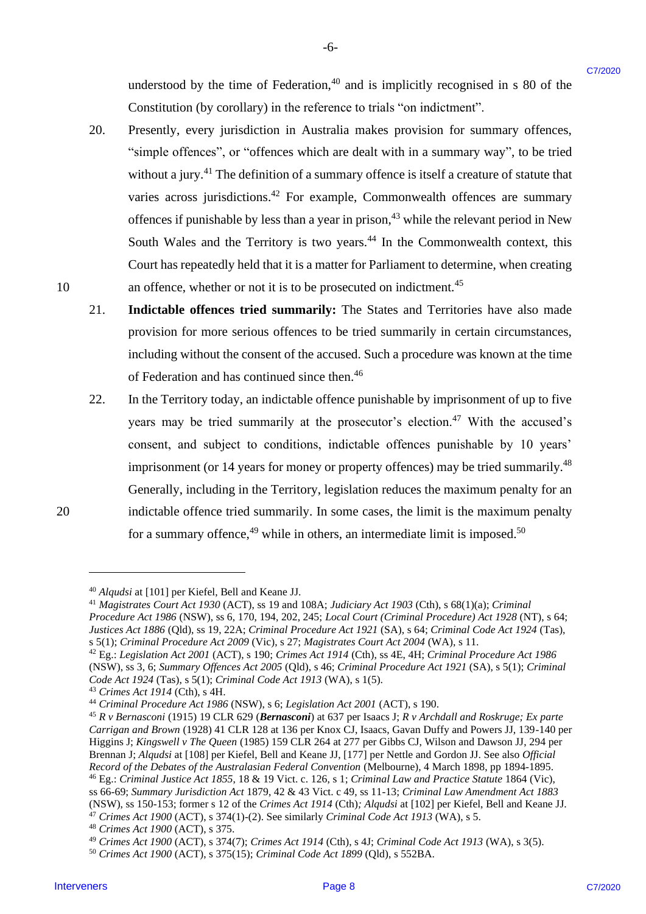understood by the time of Federation,[40] and is implicitly recognised in s 80 of the Constitution (by corollary) in the reference to trials "on indictment".

20. Presently, every jurisdiction in Australia makes provision for summary offences, "simple offences", or "offences which are dealt with in a summary way", to be tried without a jury.[41] The definition of a summary offence is itself a creature of statute that varies across jurisdictions.[42] For example, Commonwealth offences are summary offences if punishable by less than a year in prison,[43] while the relevant period in New South Wales and the Territory is two years.[44] In the Commonwealth context, this Court has repeatedly held that it is a matter for Parliament to determine, when creating an offence, whether or not it is to be prosecuted on indictment.[45]

21. **Indictable offences tried summarily:** The States and Territories have also made provision for more serious offences to be tried summarily in certain circumstances, including without the consent of the accused. Such a procedure was known at the time of Federation and has continued since then.[46]

22. In the Territory today, an indictable offence punishable by imprisonment of up to five years may be tried summarily at the prosecutor's election.[47] With the accused's consent, and subject to conditions, indictable offences punishable by 10 years' imprisonment (or 14 years for money or property offences) may be tried summarily.[48] Generally, including in the Territory, legislation reduces the maximum penalty for an indictable offence tried summarily. In some cases, the limit is the maximum penalty for a summary offence,[49] while in others, an intermediate limit is imposed.[50]

---

[40] *Alqudsi* at [101] per Kiefel, Bell and Keane JJ.

[41] *Magistrates Court Act 1930* (ACT), ss 19 and 108A; *Judiciary Act 1903* (Cth), s 68(1)(a); *Criminal Procedure Act 1986* (NSW), ss 6, 170, 194, 202, 245; *Local Court (Criminal Procedure) Act 1928* (NT), s 64; *Justices Act 1886* (Qld), ss 19, 22A; *Criminal Procedure Act 1921* (SA), s 64; *Criminal Code Act 1924* (Tas), s 5(1); *Criminal Procedure Act 2009* (Vic), s 27; *Magistrates Court Act 2004* (WA), s 11.

[42] Eg.: *Legislation Act 2001* (ACT), s 190; *Crimes Act 1914* (Cth), ss 4E, 4H; *Criminal Procedure Act 1986* (NSW), ss 3, 6; *Summary Offences Act 2005* (Qld), s 46; *Criminal Procedure Act 1921* (SA), s 5(1); *Criminal Code Act 1924* (Tas), s 5(1); *Criminal Code Act 1913* (WA), s 1(5).

[43] *Crimes Act 1914* (Cth), s 4H.

[44] *Criminal Procedure Act 1986* (NSW), s 6; *Legislation Act 2001* (ACT), s 190.

[45] *R v Bernasconi* (1915) 19 CLR 629 (***Bernasconi***) at 637 per Isaacs J; *R v Archdall and Roskruge; Ex parte Carrigan and Brown* (1928) 41 CLR 128 at 136 per Knox CJ, Isaacs, Gavan Duffy and Powers JJ, 139-140 per Higgins J; *Kingswell v The Queen* (1985) 159 CLR 264 at 277 per Gibbs CJ, Wilson and Dawson JJ, 294 per Brennan J; *Alqudsi* at [108] per Kiefel, Bell and Keane JJ, [177] per Nettle and Gordon JJ. See also *Official Record of the Debates of the Australasian Federal Convention* (Melbourne), 4 March 1898, pp 1894-1895.

[46] Eg.: *Criminal Justice Act 1855*, 18 & 19 Vict. c. 126, s 1; *Criminal Law and Practice Statute* 1864 (Vic), ss 66-69; *Summary Jurisdiction Act* 1879, 42 & 43 Vict. c 49, ss 11-13; *Criminal Law Amendment Act 1883* (NSW), ss 150-153; former s 12 of the *Crimes Act 1914* (Cth); *Alqudsi* at [102] per Kiefel, Bell and Keane JJ.

[47] *Crimes Act 1900* (ACT), s 374(1)-(2). See similarly *Criminal Code Act 1913* (WA), s 5.

[48] *Crimes Act 1900* (ACT), s 375.

[49] *Crimes Act 1900* (ACT), s 374(7); *Crimes Act 1914* (Cth), s 4J; *Criminal Code Act 1913* (WA), s 3(5).

[50] *Crimes Act 1900* (ACT), s 375(15); *Criminal Code Act 1899* (Qld), s 552BA.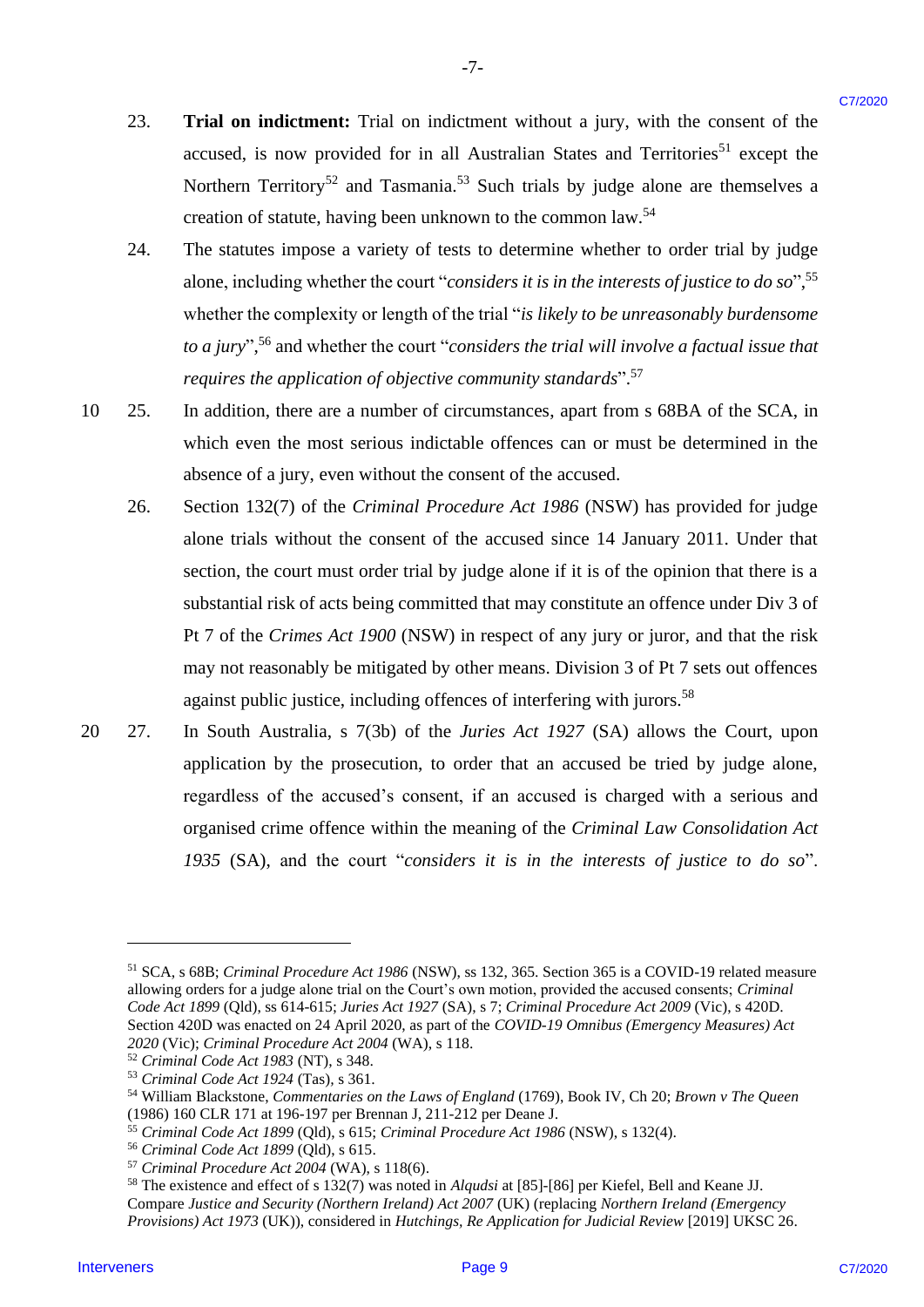23. **Trial on indictment:** Trial on indictment without a jury, with the consent of the accused, is now provided for in all Australian States and Territories[51] except the Northern Territory[52] and Tasmania.[53] Such trials by judge alone are themselves a creation of statute, having been unknown to the common law.[54]

24. The statutes impose a variety of tests to determine whether to order trial by judge alone, including whether the court "*considers it is in the interests of justice to do so*",[55] whether the complexity or length of the trial "*is likely to be unreasonably burdensome to a jury*",[56] and whether the court "*considers the trial will involve a factual issue that requires the application of objective community standards*".[57]

25. In addition, there are a number of circumstances, apart from s 68BA of the SCA, in which even the most serious indictable offences can or must be determined in the absence of a jury, even without the consent of the accused.

26. Section 132(7) of the *Criminal Procedure Act 1986* (NSW) has provided for judge alone trials without the consent of the accused since 14 January 2011. Under that section, the court must order trial by judge alone if it is of the opinion that there is a substantial risk of acts being committed that may constitute an offence under Div 3 of Pt 7 of the *Crimes Act 1900* (NSW) in respect of any jury or juror, and that the risk may not reasonably be mitigated by other means. Division 3 of Pt 7 sets out offences against public justice, including offences of interfering with jurors.[58]

27. In South Australia, s 7(3b) of the *Juries Act 1927* (SA) allows the Court, upon application by the prosecution, to order that an accused be tried by judge alone, regardless of the accused's consent, if an accused is charged with a serious and organised crime offence within the meaning of the *Criminal Law Consolidation Act 1935* (SA), and the court "*considers it is in the interests of justice to do so*".

---

[51] SCA, s 68B; *Criminal Procedure Act 1986* (NSW), ss 132, 365. Section 365 is a COVID-19 related measure allowing orders for a judge alone trial on the Court's own motion, provided the accused consents; *Criminal Code Act 1899* (Qld), ss 614-615; *Juries Act 1927* (SA), s 7; *Criminal Procedure Act 2009* (Vic), s 420D. Section 420D was enacted on 24 April 2020, as part of the *COVID-19 Omnibus (Emergency Measures) Act 2020* (Vic); *Criminal Procedure Act 2004* (WA), s 118.

[52] *Criminal Code Act 1983* (NT), s 348.

[53] *Criminal Code Act 1924* (Tas), s 361.

[54] William Blackstone, *Commentaries on the Laws of England* (1769), Book IV, Ch 20; *Brown v The Queen* (1986) 160 CLR 171 at 196-197 per Brennan J, 211-212 per Deane J.

[55] *Criminal Code Act 1899* (Qld), s 615; *Criminal Procedure Act 1986* (NSW), s 132(4).

[56] *Criminal Code Act 1899* (Qld), s 615.

[57] *Criminal Procedure Act 2004* (WA), s 118(6).

[58] The existence and effect of s 132(7) was noted in *Alqudsi* at [85]-[86] per Kiefel, Bell and Keane JJ. Compare *Justice and Security (Northern Ireland) Act 2007* (UK) (replacing *Northern Ireland (Emergency Provisions) Act 1973* (UK)), considered in *Hutchings, Re Application for Judicial Review* [2019] UKSC 26.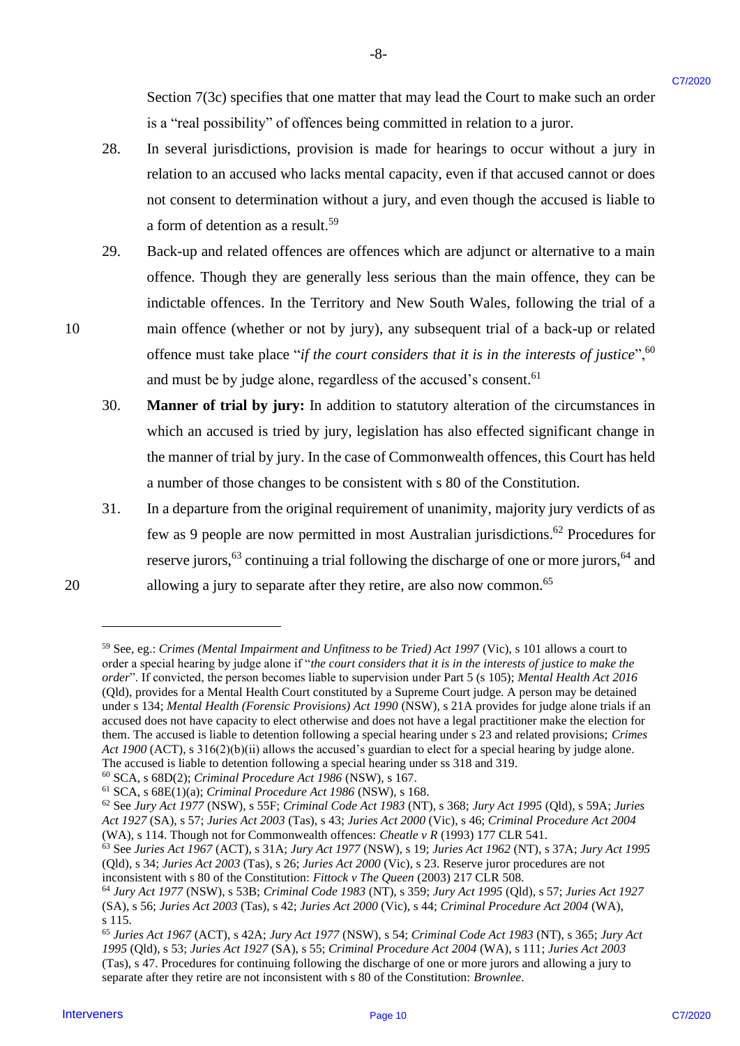Section 7(3c) specifies that one matter that may lead the Court to make such an order is a "real possibility" of offences being committed in relation to a juror.

28. In several jurisdictions, provision is made for hearings to occur without a jury in relation to an accused who lacks mental capacity, even if that accused cannot or does not consent to determination without a jury, and even though the accused is liable to a form of detention as a result.[59]

29. Back-up and related offences are offences which are adjunct or alternative to a main offence. Though they are generally less serious than the main offence, they can be indictable offences. In the Territory and New South Wales, following the trial of a main offence (whether or not by jury), any subsequent trial of a back-up or related offence must take place "*if the court considers that it is in the interests of justice*",[60] and must be by judge alone, regardless of the accused's consent.[61]

30. **Manner of trial by jury:** In addition to statutory alteration of the circumstances in which an accused is tried by jury, legislation has also effected significant change in the manner of trial by jury. In the case of Commonwealth offences, this Court has held a number of those changes to be consistent with s 80 of the Constitution.

31. In a departure from the original requirement of unanimity, majority jury verdicts of as few as 9 people are now permitted in most Australian jurisdictions.[62] Procedures for reserve jurors,[63] continuing a trial following the discharge of one or more jurors,[64] and allowing a jury to separate after they retire, are also now common.[65]

---

[59] See, eg.: *Crimes (Mental Impairment and Unfitness to be Tried) Act 1997* (Vic), s 101 allows a court to order a special hearing by judge alone if "*the court considers that it is in the interests of justice to make the order*". If convicted, the person becomes liable to supervision under Part 5 (s 105); *Mental Health Act 2016* (Qld), provides for a Mental Health Court constituted by a Supreme Court judge. A person may be detained under s 134; *Mental Health (Forensic Provisions) Act 1990* (NSW), s 21A provides for judge alone trials if an accused does not have capacity to elect otherwise and does not have a legal practitioner make the election for them. The accused is liable to detention following a special hearing under s 23 and related provisions; *Crimes Act 1900* (ACT), s 316(2)(b)(ii) allows the accused's guardian to elect for a special hearing by judge alone. The accused is liable to detention following a special hearing under ss 318 and 319.

[60] SCA, s 68D(2); *Criminal Procedure Act 1986* (NSW), s 167.

[61] SCA, s 68E(1)(a); *Criminal Procedure Act 1986* (NSW), s 168.

[62] See *Jury Act 1977* (NSW), s 55F; *Criminal Code Act 1983* (NT), s 368; *Jury Act 1995* (Qld), s 59A; *Juries Act 1927* (SA), s 57; *Juries Act 2003* (Tas), s 43; *Juries Act 2000* (Vic), s 46; *Criminal Procedure Act 2004* (WA), s 114. Though not for Commonwealth offences: *Cheatle v R* (1993) 177 CLR 541.

[63] See *Juries Act 1967* (ACT), s 31A; *Jury Act 1977* (NSW), s 19; *Juries Act 1962* (NT), s 37A; *Jury Act 1995* (Qld), s 34; *Juries Act 2003* (Tas), s 26; *Juries Act 2000* (Vic), s 23. Reserve juror procedures are not inconsistent with s 80 of the Constitution: *Fittock v The Queen* (2003) 217 CLR 508.

[64] *Jury Act 1977* (NSW), s 53B; *Criminal Code 1983* (NT), s 359; *Jury Act 1995* (Qld), s 57; *Juries Act 1927* (SA), s 56; *Juries Act 2003* (Tas), s 42; *Juries Act 2000* (Vic), s 44; *Criminal Procedure Act 2004* (WA), s 115.

[65] *Juries Act 1967* (ACT), s 42A; *Jury Act 1977* (NSW), s 54; *Criminal Code Act 1983* (NT), s 365; *Jury Act 1995* (Qld), s 53; *Juries Act 1927* (SA), s 55; *Criminal Procedure Act 2004* (WA), s 111; *Juries Act 2003* (Tas), s 47. Procedures for continuing following the discharge of one or more jurors and allowing a jury to separate after they retire are not inconsistent with s 80 of the Constitution: *Brownlee*.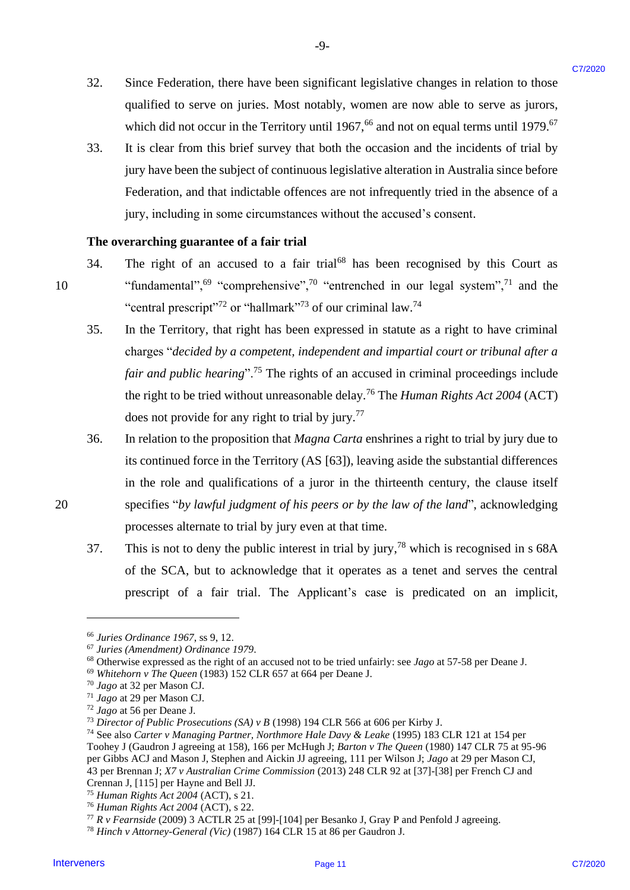32. Since Federation, there have been significant legislative changes in relation to those qualified to serve on juries. Most notably, women are now able to serve as jurors, which did not occur in the Territory until 1967,[66] and not on equal terms until 1979.[67]

33. It is clear from this brief survey that both the occasion and the incidents of trial by jury have been the subject of continuous legislative alteration in Australia since before Federation, and that indictable offences are not infrequently tried in the absence of a jury, including in some circumstances without the accused's consent.

**The overarching guarantee of a fair trial**

34. The right of an accused to a fair trial[68] has been recognised by this Court as "fundamental",[69] "comprehensive",[70] "entrenched in our legal system",[71] and the "central prescript"[72] or "hallmark"[73] of our criminal law.[74]

35. In the Territory, that right has been expressed in statute as a right to have criminal charges "*decided by a competent, independent and impartial court or tribunal after a fair and public hearing*".[75] The rights of an accused in criminal proceedings include the right to be tried without unreasonable delay.[76] The *Human Rights Act 2004* (ACT) does not provide for any right to trial by jury.[77]

36. In relation to the proposition that *Magna Carta* enshrines a right to trial by jury due to its continued force in the Territory (AS [63]), leaving aside the substantial differences in the role and qualifications of a juror in the thirteenth century, the clause itself specifies "*by lawful judgment of his peers or by the law of the land*", acknowledging processes alternate to trial by jury even at that time.

37. This is not to deny the public interest in trial by jury,[78] which is recognised in s 68A of the SCA, but to acknowledge that it operates as a tenet and serves the central prescript of a fair trial. The Applicant's case is predicated on an implicit,

---

[66] *Juries Ordinance 1967*, ss 9, 12.

[67] *Juries (Amendment) Ordinance 1979*.

[68] Otherwise expressed as the right of an accused not to be tried unfairly: see *Jago* at 57-58 per Deane J.

[69] *Whitehorn v The Queen* (1983) 152 CLR 657 at 664 per Deane J.

[70] *Jago* at 32 per Mason CJ.

[71] *Jago* at 29 per Mason CJ.

[72] *Jago* at 56 per Deane J.

[73] *Director of Public Prosecutions (SA) v B* (1998) 194 CLR 566 at 606 per Kirby J.

[74] See also *Carter v Managing Partner, Northmore Hale Davy & Leake* (1995) 183 CLR 121 at 154 per Toohey J (Gaudron J agreeing at 158), 166 per McHugh J; *Barton v The Queen* (1980) 147 CLR 75 at 95-96 per Gibbs ACJ and Mason J, Stephen and Aickin JJ agreeing, 111 per Wilson J; *Jago* at 29 per Mason CJ, 43 per Brennan J; *X7 v Australian Crime Commission* (2013) 248 CLR 92 at [37]-[38] per French CJ and Crennan J, [115] per Hayne and Bell JJ.

[75] *Human Rights Act 2004* (ACT), s 21.

[76] *Human Rights Act 2004* (ACT), s 22.

[77] *R v Fearnside* (2009) 3 ACTLR 25 at [99]-[104] per Besanko J, Gray P and Penfold J agreeing.

[78] *Hinch v Attorney-General (Vic)* (1987) 164 CLR 15 at 86 per Gaudron J.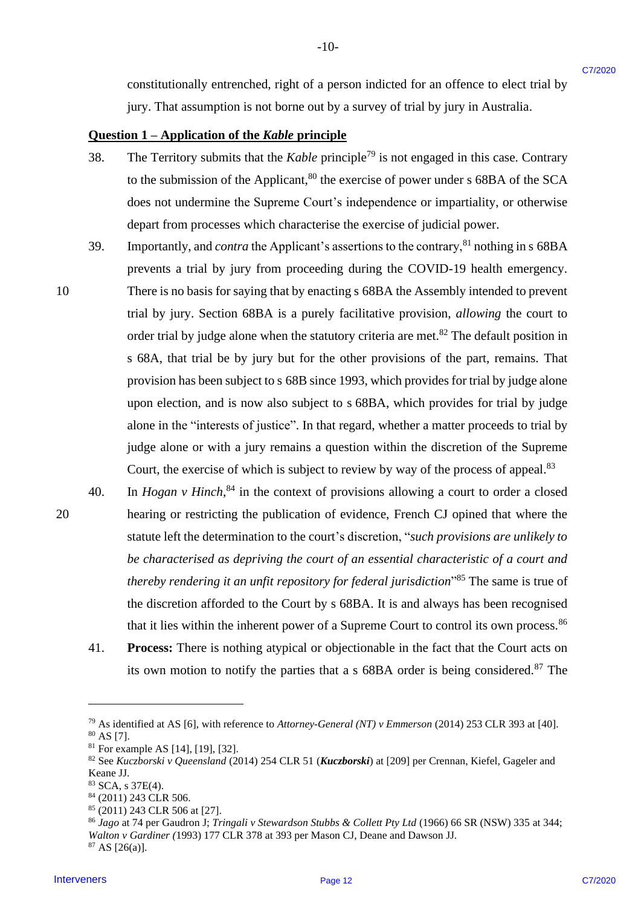constitutionally entrenched, right of a person indicted for an offence to elect trial by jury. That assumption is not borne out by a survey of trial by jury in Australia.

**Question 1 – Application of the *Kable* principle**

38. The Territory submits that the *Kable* principle[79] is not engaged in this case. Contrary to the submission of the Applicant,[80] the exercise of power under s 68BA of the SCA does not undermine the Supreme Court's independence or impartiality, or otherwise depart from processes which characterise the exercise of judicial power.

39. Importantly, and *contra* the Applicant's assertions to the contrary,[81] nothing in s 68BA prevents a trial by jury from proceeding during the COVID-19 health emergency. There is no basis for saying that by enacting s 68BA the Assembly intended to prevent trial by jury. Section 68BA is a purely facilitative provision, *allowing* the court to order trial by judge alone when the statutory criteria are met.[82] The default position in s 68A, that trial be by jury but for the other provisions of the part, remains. That provision has been subject to s 68B since 1993, which provides for trial by judge alone upon election, and is now also subject to s 68BA, which provides for trial by judge alone in the "interests of justice". In that regard, whether a matter proceeds to trial by judge alone or with a jury remains a question within the discretion of the Supreme Court, the exercise of which is subject to review by way of the process of appeal.[83]

40. In *Hogan v Hinch*,[84] in the context of provisions allowing a court to order a closed hearing or restricting the publication of evidence, French CJ opined that where the statute left the determination to the court's discretion, "*such provisions are unlikely to be characterised as depriving the court of an essential characteristic of a court and thereby rendering it an unfit repository for federal jurisdiction*"[85] The same is true of the discretion afforded to the Court by s 68BA. It is and always has been recognised that it lies within the inherent power of a Supreme Court to control its own process.[86]

41. **Process:** There is nothing atypical or objectionable in the fact that the Court acts on its own motion to notify the parties that a s 68BA order is being considered.[87] The

---

[79] As identified at AS [6], with reference to *Attorney-General (NT) v Emmerson* (2014) 253 CLR 393 at [40].

[80] AS [7].

[81] For example AS [14], [19], [32].

[82] See *Kuczborski v Queensland* (2014) 254 CLR 51 (***Kuczborski***) at [209] per Crennan, Kiefel, Gageler and Keane JJ.

[83] SCA, s 37E(4).

[84] (2011) 243 CLR 506.

[85] (2011) 243 CLR 506 at [27].

[86] *Jago* at 74 per Gaudron J; *Tringali v Stewardson Stubbs & Collett Pty Ltd* (1966) 66 SR (NSW) 335 at 344; *Walton v Gardiner (*1993) 177 CLR 378 at 393 per Mason CJ, Deane and Dawson JJ.

[87] AS [26(a)].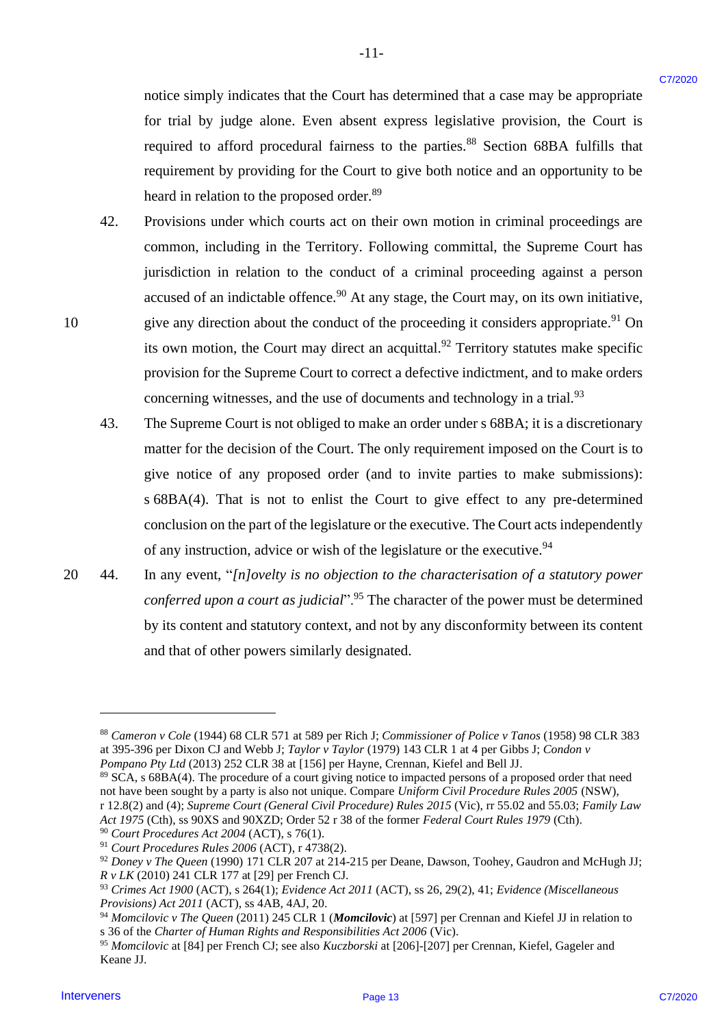notice simply indicates that the Court has determined that a case may be appropriate for trial by judge alone. Even absent express legislative provision, the Court is required to afford procedural fairness to the parties.[88] Section 68BA fulfills that requirement by providing for the Court to give both notice and an opportunity to be heard in relation to the proposed order.[89]

42. Provisions under which courts act on their own motion in criminal proceedings are common, including in the Territory. Following committal, the Supreme Court has jurisdiction in relation to the conduct of a criminal proceeding against a person accused of an indictable offence.[90] At any stage, the Court may, on its own initiative, give any direction about the conduct of the proceeding it considers appropriate.[91] On its own motion, the Court may direct an acquittal.[92] Territory statutes make specific provision for the Supreme Court to correct a defective indictment, and to make orders concerning witnesses, and the use of documents and technology in a trial.[93]

43. The Supreme Court is not obliged to make an order under s 68BA; it is a discretionary matter for the decision of the Court. The only requirement imposed on the Court is to give notice of any proposed order (and to invite parties to make submissions): s 68BA(4). That is not to enlist the Court to give effect to any pre-determined conclusion on the part of the legislature or the executive. The Court acts independently of any instruction, advice or wish of the legislature or the executive.[94]

44. In any event, "*[n]ovelty is no objection to the characterisation of a statutory power conferred upon a court as judicial*".[95] The character of the power must be determined by its content and statutory context, and not by any disconformity between its content and that of other powers similarly designated.

---

[88] *Cameron v Cole* (1944) 68 CLR 571 at 589 per Rich J; *Commissioner of Police v Tanos* (1958) 98 CLR 383 at 395-396 per Dixon CJ and Webb J; *Taylor v Taylor* (1979) 143 CLR 1 at 4 per Gibbs J; *Condon v Pompano Pty Ltd* (2013) 252 CLR 38 at [156] per Hayne, Crennan, Kiefel and Bell JJ.

[89] SCA, s 68BA(4). The procedure of a court giving notice to impacted persons of a proposed order that need not have been sought by a party is also not unique. Compare *Uniform Civil Procedure Rules 2005* (NSW), r 12.8(2) and (4); *Supreme Court (General Civil Procedure) Rules 2015* (Vic), rr 55.02 and 55.03; *Family Law Act 1975* (Cth), ss 90XS and 90XZD; Order 52 r 38 of the former *Federal Court Rules 1979* (Cth).

[90] *Court Procedures Act 2004* (ACT), s 76(1).

[91] *Court Procedures Rules 2006* (ACT), r 4738(2).

[92] *Doney v The Queen* (1990) 171 CLR 207 at 214-215 per Deane, Dawson, Toohey, Gaudron and McHugh JJ; *R v LK* (2010) 241 CLR 177 at [29] per French CJ.

[93] *Crimes Act 1900* (ACT), s 264(1); *Evidence Act 2011* (ACT), ss 26, 29(2), 41; *Evidence (Miscellaneous Provisions) Act 2011* (ACT), ss 4AB, 4AJ, 20.

[94] *Momcilovic v The Queen* (2011) 245 CLR 1 (***Momcilovic***) at [597] per Crennan and Kiefel JJ in relation to s 36 of the *Charter of Human Rights and Responsibilities Act 2006* (Vic).

[95] *Momcilovic* at [84] per French CJ; see also *Kuczborski* at [206]-[207] per Crennan, Kiefel, Gageler and Keane JJ.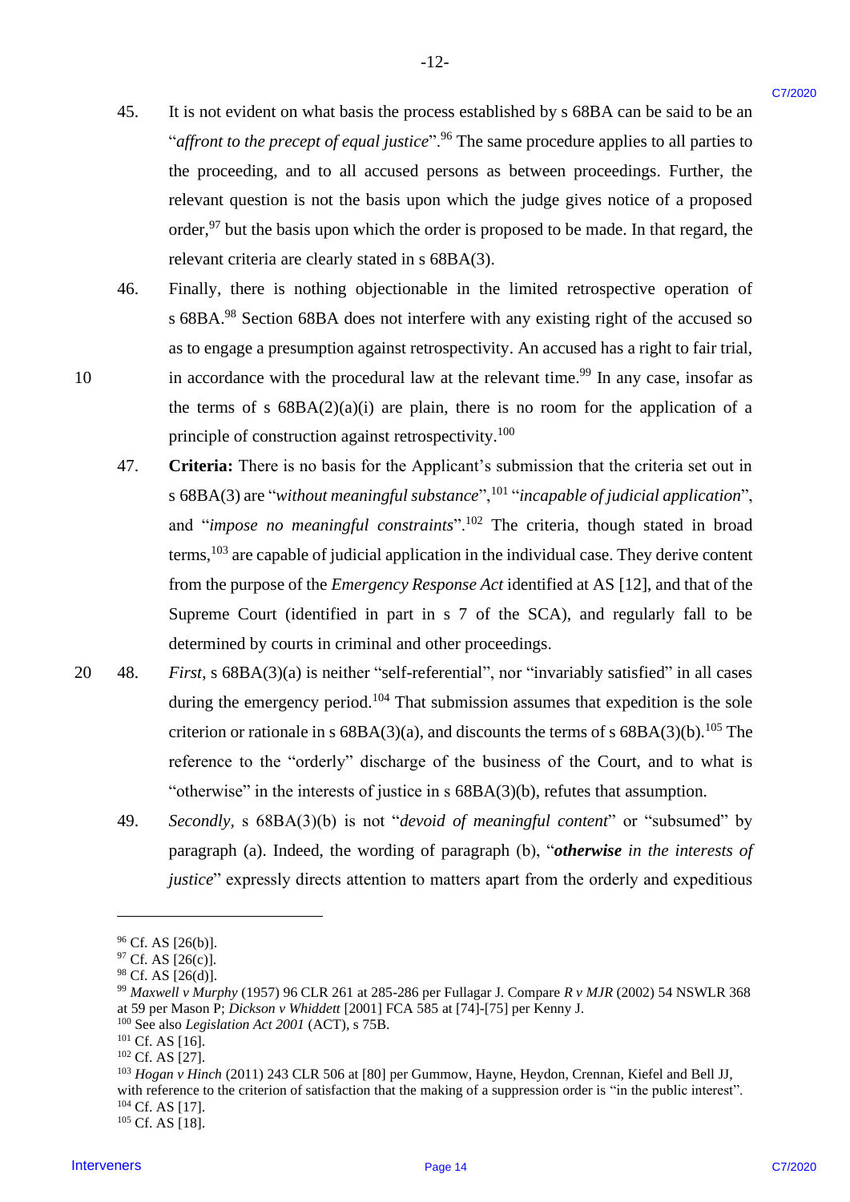45. It is not evident on what basis the process established by s 68BA can be said to be an "*affront to the precept of equal justice*".[96] The same procedure applies to all parties to the proceeding, and to all accused persons as between proceedings. Further, the relevant question is not the basis upon which the judge gives notice of a proposed order,[97] but the basis upon which the order is proposed to be made. In that regard, the relevant criteria are clearly stated in s 68BA(3).

46. Finally, there is nothing objectionable in the limited retrospective operation of s 68BA.[98] Section 68BA does not interfere with any existing right of the accused so as to engage a presumption against retrospectivity. An accused has a right to fair trial, in accordance with the procedural law at the relevant time.[99] In any case, insofar as the terms of s 68BA(2)(a)(i) are plain, there is no room for the application of a principle of construction against retrospectivity.[100]

47. **Criteria:** There is no basis for the Applicant's submission that the criteria set out in s 68BA(3) are "*without meaningful substance*",[101] "*incapable of judicial application*", and "*impose no meaningful constraints*".[102] The criteria, though stated in broad terms,[103] are capable of judicial application in the individual case. They derive content from the purpose of the *Emergency Response Act* identified at AS [12], and that of the Supreme Court (identified in part in s 7 of the SCA), and regularly fall to be determined by courts in criminal and other proceedings.

48. *First*, s 68BA(3)(a) is neither "self-referential", nor "invariably satisfied" in all cases during the emergency period.[104] That submission assumes that expedition is the sole criterion or rationale in s 68BA(3)(a), and discounts the terms of s 68BA(3)(b).[105] The reference to the "orderly" discharge of the business of the Court, and to what is "otherwise" in the interests of justice in s 68BA(3)(b), refutes that assumption.

49. *Secondly*, s 68BA(3)(b) is not "*devoid of meaningful content*" or "subsumed" by paragraph (a). Indeed, the wording of paragraph (b), "***otherwise*** *in the interests of justice*" expressly directs attention to matters apart from the orderly and expeditious

---

[96] Cf. AS [26(b)].
[97] Cf. AS [26(c)].
[98] Cf. AS [26(d)].
[99] *Maxwell v Murphy* (1957) 96 CLR 261 at 285-286 per Fullagar J. Compare *R v MJR* (2002) 54 NSWLR 368 at 59 per Mason P; *Dickson v Whiddett* [2001] FCA 585 at [74]-[75] per Kenny J.
[100] See also *Legislation Act 2001* (ACT), s 75B.
[101] Cf. AS [16].
[102] Cf. AS [27].
[103] *Hogan v Hinch* (2011) 243 CLR 506 at [80] per Gummow, Hayne, Heydon, Crennan, Kiefel and Bell JJ, with reference to the criterion of satisfaction that the making of a suppression order is "in the public interest".
[104] Cf. AS [17].
[105] Cf. AS [18].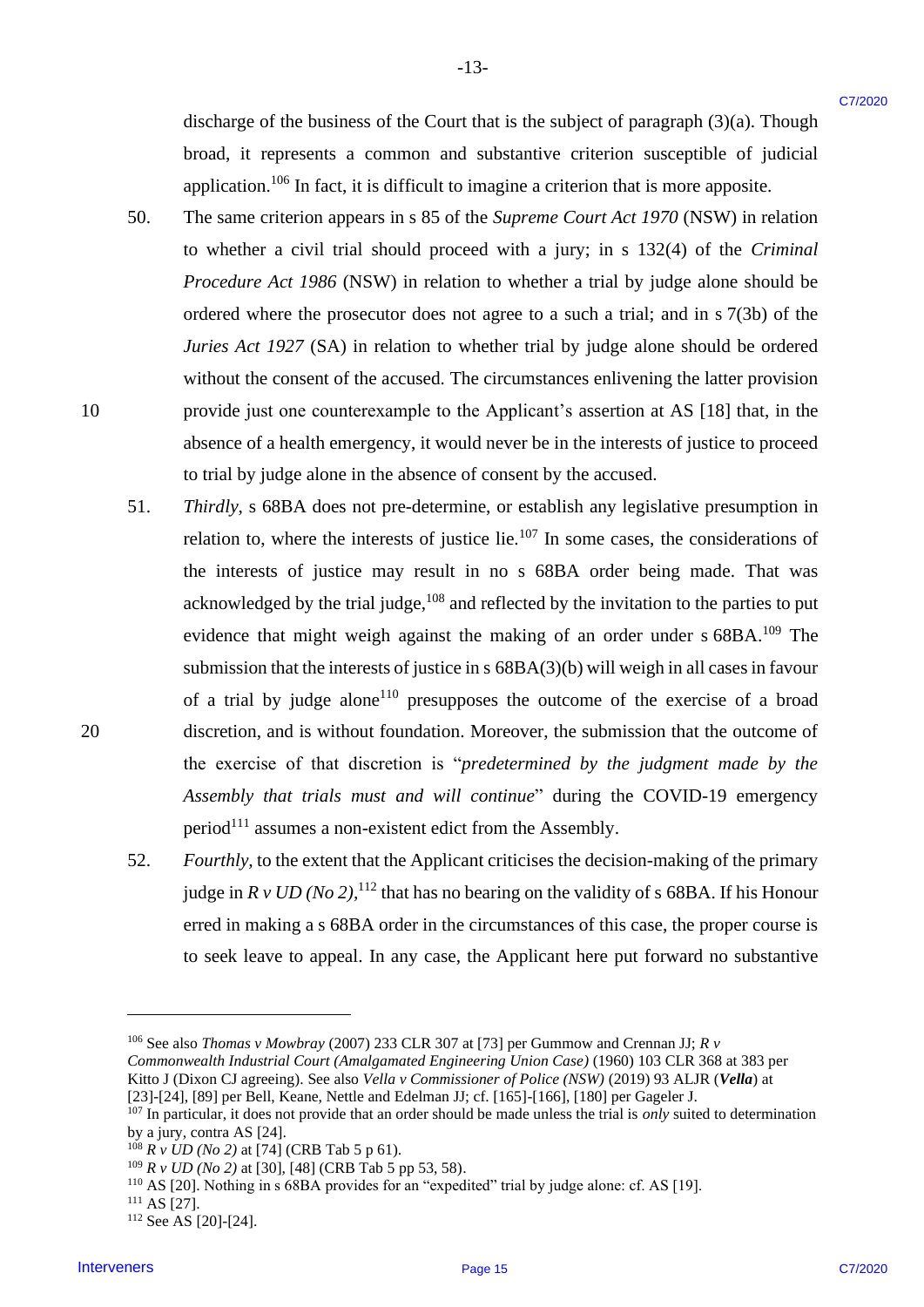discharge of the business of the Court that is the subject of paragraph (3)(a). Though broad, it represents a common and substantive criterion susceptible of judicial application.[106] In fact, it is difficult to imagine a criterion that is more apposite.

50. The same criterion appears in s 85 of the *Supreme Court Act 1970* (NSW) in relation to whether a civil trial should proceed with a jury; in s 132(4) of the *Criminal Procedure Act 1986* (NSW) in relation to whether a trial by judge alone should be ordered where the prosecutor does not agree to a such a trial; and in s 7(3b) of the *Juries Act 1927* (SA) in relation to whether trial by judge alone should be ordered without the consent of the accused. The circumstances enlivening the latter provision provide just one counterexample to the Applicant's assertion at AS [18] that, in the absence of a health emergency, it would never be in the interests of justice to proceed to trial by judge alone in the absence of consent by the accused.

51. *Thirdly*, s 68BA does not pre-determine, or establish any legislative presumption in relation to, where the interests of justice lie.[107] In some cases, the considerations of the interests of justice may result in no s 68BA order being made. That was acknowledged by the trial judge,[108] and reflected by the invitation to the parties to put evidence that might weigh against the making of an order under s 68BA.[109] The submission that the interests of justice in s 68BA(3)(b) will weigh in all cases in favour of a trial by judge alone[110] presupposes the outcome of the exercise of a broad discretion, and is without foundation. Moreover, the submission that the outcome of the exercise of that discretion is "*predetermined by the judgment made by the Assembly that trials must and will continue*" during the COVID-19 emergency period[111] assumes a non-existent edict from the Assembly.

52. *Fourthly*, to the extent that the Applicant criticises the decision-making of the primary judge in *R v UD (No 2)*,[112] that has no bearing on the validity of s 68BA. If his Honour erred in making a s 68BA order in the circumstances of this case, the proper course is to seek leave to appeal. In any case, the Applicant here put forward no substantive

---

[106] See also *Thomas v Mowbray* (2007) 233 CLR 307 at [73] per Gummow and Crennan JJ; *R v Commonwealth Industrial Court (Amalgamated Engineering Union Case)* (1960) 103 CLR 368 at 383 per Kitto J (Dixon CJ agreeing). See also *Vella v Commissioner of Police (NSW)* (2019) 93 ALJR (***Vella***) at [23]-[24], [89] per Bell, Keane, Nettle and Edelman JJ; cf. [165]-[166], [180] per Gageler J.

[107] In particular, it does not provide that an order should be made unless the trial is *only* suited to determination by a jury, contra AS [24].

[108] *R v UD (No 2)* at [74] (CRB Tab 5 p 61).

[109] *R v UD (No 2)* at [30], [48] (CRB Tab 5 pp 53, 58).

[110] AS [20]. Nothing in s 68BA provides for an "expedited" trial by judge alone: cf. AS [19].

[111] AS [27].

[112] See AS [20]-[24].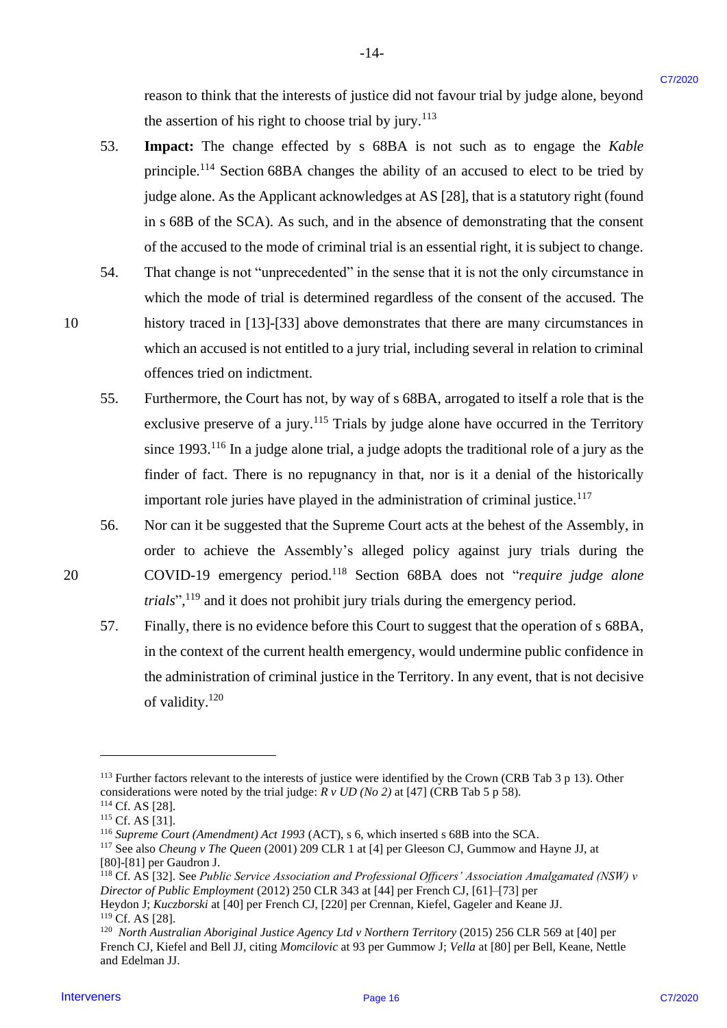reason to think that the interests of justice did not favour trial by judge alone, beyond the assertion of his right to choose trial by jury.[113]

53. **Impact:** The change effected by s 68BA is not such as to engage the *Kable* principle.[114] Section 68BA changes the ability of an accused to elect to be tried by judge alone. As the Applicant acknowledges at AS [28], that is a statutory right (found in s 68B of the SCA). As such, and in the absence of demonstrating that the consent of the accused to the mode of criminal trial is an essential right, it is subject to change.

54. That change is not "unprecedented" in the sense that it is not the only circumstance in which the mode of trial is determined regardless of the consent of the accused. The history traced in [13]-[33] above demonstrates that there are many circumstances in which an accused is not entitled to a jury trial, including several in relation to criminal offences tried on indictment.

55. Furthermore, the Court has not, by way of s 68BA, arrogated to itself a role that is the exclusive preserve of a jury.[115] Trials by judge alone have occurred in the Territory since 1993.[116] In a judge alone trial, a judge adopts the traditional role of a jury as the finder of fact. There is no repugnancy in that, nor is it a denial of the historically important role juries have played in the administration of criminal justice.[117]

56. Nor can it be suggested that the Supreme Court acts at the behest of the Assembly, in order to achieve the Assembly's alleged policy against jury trials during the COVID-19 emergency period.[118] Section 68BA does not "*require judge alone trials*",[119] and it does not prohibit jury trials during the emergency period.

57. Finally, there is no evidence before this Court to suggest that the operation of s 68BA, in the context of the current health emergency, would undermine public confidence in the administration of criminal justice in the Territory. In any event, that is not decisive of validity.[120]

---

[113] Further factors relevant to the interests of justice were identified by the Crown (CRB Tab 3 p 13). Other considerations were noted by the trial judge: *R v UD (No 2)* at [47] (CRB Tab 5 p 58).
[114] Cf. AS [28].
[115] Cf. AS [31].
[116] *Supreme Court (Amendment) Act 1993* (ACT), s 6, which inserted s 68B into the SCA.
[117] See also *Cheung v The Queen* (2001) 209 CLR 1 at [4] per Gleeson CJ, Gummow and Hayne JJ, at [80]-[81] per Gaudron J.
[118] Cf. AS [32]. See *Public Service Association and Professional Officers' Association Amalgamated (NSW) v Director of Public Employment* (2012) 250 CLR 343 at [44] per French CJ, [61]–[73] per Heydon J; *Kuczborski* at [40] per French CJ, [220] per Crennan, Kiefel, Gageler and Keane JJ.
[119] Cf. AS [28].
[120] *North Australian Aboriginal Justice Agency Ltd v Northern Territory* (2015) 256 CLR 569 at [40] per French CJ, Kiefel and Bell JJ, citing *Momcilovic* at 93 per Gummow J; *Vella* at [80] per Bell, Keane, Nettle and Edelman JJ.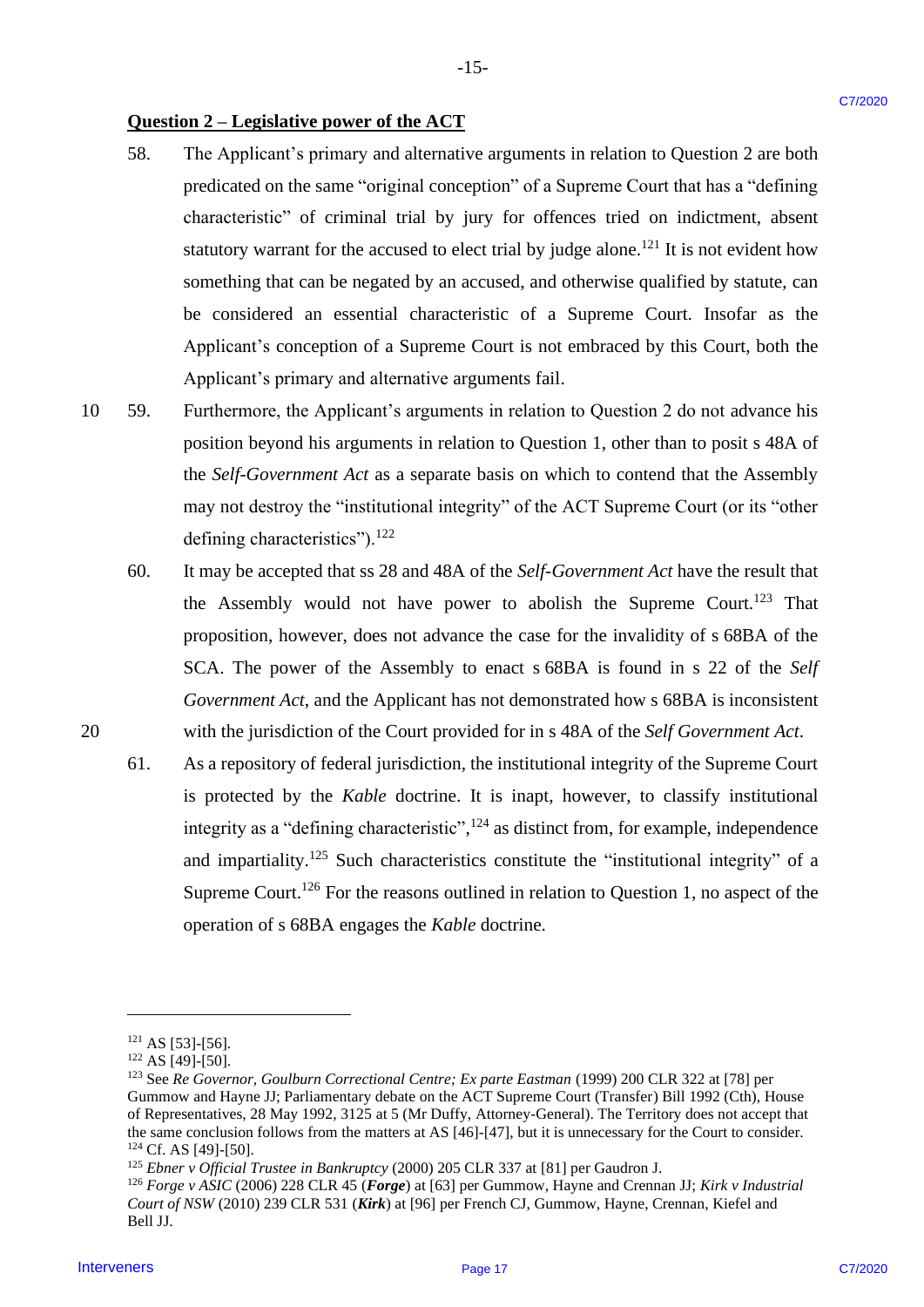## Question 2 – Legislative power of the ACT

58. The Applicant's primary and alternative arguments in relation to Question 2 are both predicated on the same "original conception" of a Supreme Court that has a "defining characteristic" of criminal trial by jury for offences tried on indictment, absent statutory warrant for the accused to elect trial by judge alone.[121] It is not evident how something that can be negated by an accused, and otherwise qualified by statute, can be considered an essential characteristic of a Supreme Court. Insofar as the Applicant's conception of a Supreme Court is not embraced by this Court, both the Applicant's primary and alternative arguments fail.

59. Furthermore, the Applicant's arguments in relation to Question 2 do not advance his position beyond his arguments in relation to Question 1, other than to posit s 48A of the *Self-Government Act* as a separate basis on which to contend that the Assembly may not destroy the "institutional integrity" of the ACT Supreme Court (or its "other defining characteristics").[122]

60. It may be accepted that ss 28 and 48A of the *Self-Government Act* have the result that the Assembly would not have power to abolish the Supreme Court.[123] That proposition, however, does not advance the case for the invalidity of s 68BA of the SCA. The power of the Assembly to enact s 68BA is found in s 22 of the *Self Government Act*, and the Applicant has not demonstrated how s 68BA is inconsistent with the jurisdiction of the Court provided for in s 48A of the *Self Government Act*.

61. As a repository of federal jurisdiction, the institutional integrity of the Supreme Court is protected by the *Kable* doctrine. It is inapt, however, to classify institutional integrity as a "defining characteristic",[124] as distinct from, for example, independence and impartiality.[125] Such characteristics constitute the "institutional integrity" of a Supreme Court.[126] For the reasons outlined in relation to Question 1, no aspect of the operation of s 68BA engages the *Kable* doctrine.

---

[121] AS [53]-[56].

[122] AS [49]-[50].

[123] See *Re Governor, Goulburn Correctional Centre; Ex parte Eastman* (1999) 200 CLR 322 at [78] per Gummow and Hayne JJ; Parliamentary debate on the ACT Supreme Court (Transfer) Bill 1992 (Cth), House of Representatives, 28 May 1992, 3125 at 5 (Mr Duffy, Attorney-General). The Territory does not accept that the same conclusion follows from the matters at AS [46]-[47], but it is unnecessary for the Court to consider.

[124] Cf. AS [49]-[50].

[125] *Ebner v Official Trustee in Bankruptcy* (2000) 205 CLR 337 at [81] per Gaudron J.

[126] *Forge v ASIC* (2006) 228 CLR 45 (***Forge***) at [63] per Gummow, Hayne and Crennan JJ; *Kirk v Industrial Court of NSW* (2010) 239 CLR 531 (***Kirk***) at [96] per French CJ, Gummow, Hayne, Crennan, Kiefel and Bell JJ.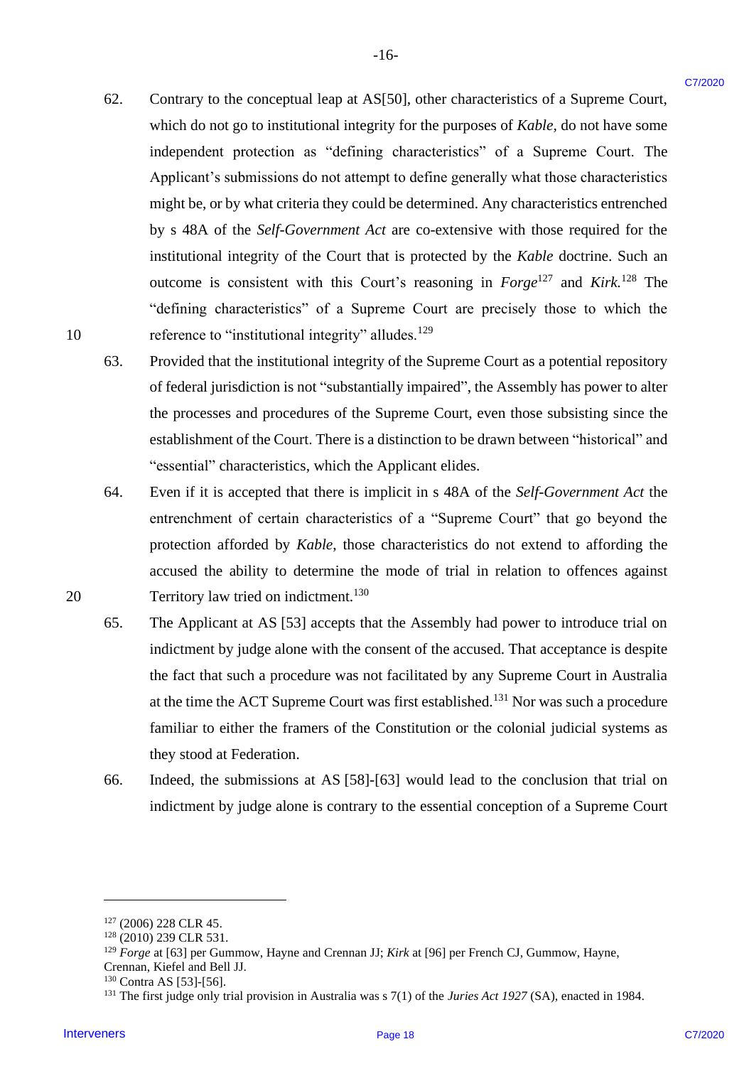62. Contrary to the conceptual leap at AS[50], other characteristics of a Supreme Court, which do not go to institutional integrity for the purposes of *Kable*, do not have some independent protection as "defining characteristics" of a Supreme Court. The Applicant's submissions do not attempt to define generally what those characteristics might be, or by what criteria they could be determined. Any characteristics entrenched by s 48A of the *Self-Government Act* are co-extensive with those required for the institutional integrity of the Court that is protected by the *Kable* doctrine. Such an outcome is consistent with this Court's reasoning in *Forge*[127] and *Kirk*.[128] The "defining characteristics" of a Supreme Court are precisely those to which the reference to "institutional integrity" alludes.[129]

63. Provided that the institutional integrity of the Supreme Court as a potential repository of federal jurisdiction is not "substantially impaired", the Assembly has power to alter the processes and procedures of the Supreme Court, even those subsisting since the establishment of the Court. There is a distinction to be drawn between "historical" and "essential" characteristics, which the Applicant elides.

64. Even if it is accepted that there is implicit in s 48A of the *Self-Government Act* the entrenchment of certain characteristics of a "Supreme Court" that go beyond the protection afforded by *Kable*, those characteristics do not extend to affording the accused the ability to determine the mode of trial in relation to offences against Territory law tried on indictment.[130]

65. The Applicant at AS [53] accepts that the Assembly had power to introduce trial on indictment by judge alone with the consent of the accused. That acceptance is despite the fact that such a procedure was not facilitated by any Supreme Court in Australia at the time the ACT Supreme Court was first established.[131] Nor was such a procedure familiar to either the framers of the Constitution or the colonial judicial systems as they stood at Federation.

66. Indeed, the submissions at AS [58]-[63] would lead to the conclusion that trial on indictment by judge alone is contrary to the essential conception of a Supreme Court

---

[127] (2006) 228 CLR 45.

[128] (2010) 239 CLR 531.

[129] *Forge* at [63] per Gummow, Hayne and Crennan JJ; *Kirk* at [96] per French CJ, Gummow, Hayne, Crennan, Kiefel and Bell JJ.

[130] Contra AS [53]-[56].

[131] The first judge only trial provision in Australia was s 7(1) of the *Juries Act 1927* (SA), enacted in 1984.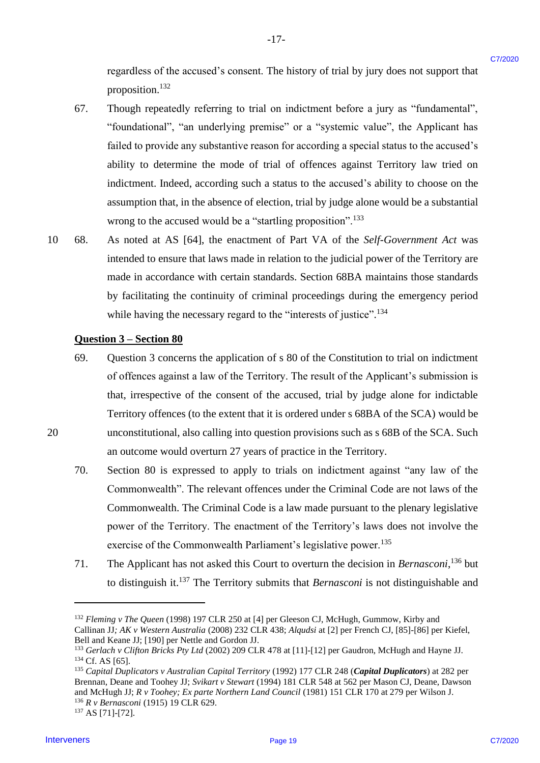regardless of the accused's consent. The history of trial by jury does not support that proposition.[132]

67. Though repeatedly referring to trial on indictment before a jury as "fundamental", "foundational", "an underlying premise" or a "systemic value", the Applicant has failed to provide any substantive reason for according a special status to the accused's ability to determine the mode of trial of offences against Territory law tried on indictment. Indeed, according such a status to the accused's ability to choose on the assumption that, in the absence of election, trial by judge alone would be a substantial wrong to the accused would be a "startling proposition".[133]

68. As noted at AS [64], the enactment of Part VA of the *Self-Government Act* was intended to ensure that laws made in relation to the judicial power of the Territory are made in accordance with certain standards. Section 68BA maintains those standards by facilitating the continuity of criminal proceedings during the emergency period while having the necessary regard to the "interests of justice".[134]

**Question 3 – Section 80**

69. Question 3 concerns the application of s 80 of the Constitution to trial on indictment of offences against a law of the Territory. The result of the Applicant's submission is that, irrespective of the consent of the accused, trial by judge alone for indictable Territory offences (to the extent that it is ordered under s 68BA of the SCA) would be unconstitutional, also calling into question provisions such as s 68B of the SCA. Such an outcome would overturn 27 years of practice in the Territory.

70. Section 80 is expressed to apply to trials on indictment against "any law of the Commonwealth". The relevant offences under the Criminal Code are not laws of the Commonwealth. The Criminal Code is a law made pursuant to the plenary legislative power of the Territory. The enactment of the Territory's laws does not involve the exercise of the Commonwealth Parliament's legislative power.[135]

71. The Applicant has not asked this Court to overturn the decision in *Bernasconi*,[136] but to distinguish it.[137] The Territory submits that *Bernasconi* is not distinguishable and

---

[132] *Fleming v The Queen* (1998) 197 CLR 250 at [4] per Gleeson CJ, McHugh, Gummow, Kirby and Callinan JJ*; AK v Western Australia* (2008) 232 CLR 438; *Alqudsi* at [2] per French CJ, [85]-[86] per Kiefel, Bell and Keane JJ; [190] per Nettle and Gordon JJ.

[133] *Gerlach v Clifton Bricks Pty Ltd* (2002) 209 CLR 478 at [11]-[12] per Gaudron, McHugh and Hayne JJ.

[134] Cf. AS [65].

[135] *Capital Duplicators v Australian Capital Territory* (1992) 177 CLR 248 (***Capital Duplicators***) at 282 per Brennan, Deane and Toohey JJ; *Svikart v Stewart* (1994) 181 CLR 548 at 562 per Mason CJ, Deane, Dawson and McHugh JJ; *R v Toohey; Ex parte Northern Land Council* (1981) 151 CLR 170 at 279 per Wilson J.

[136] *R v Bernasconi* (1915) 19 CLR 629.

[137] AS [71]-[72].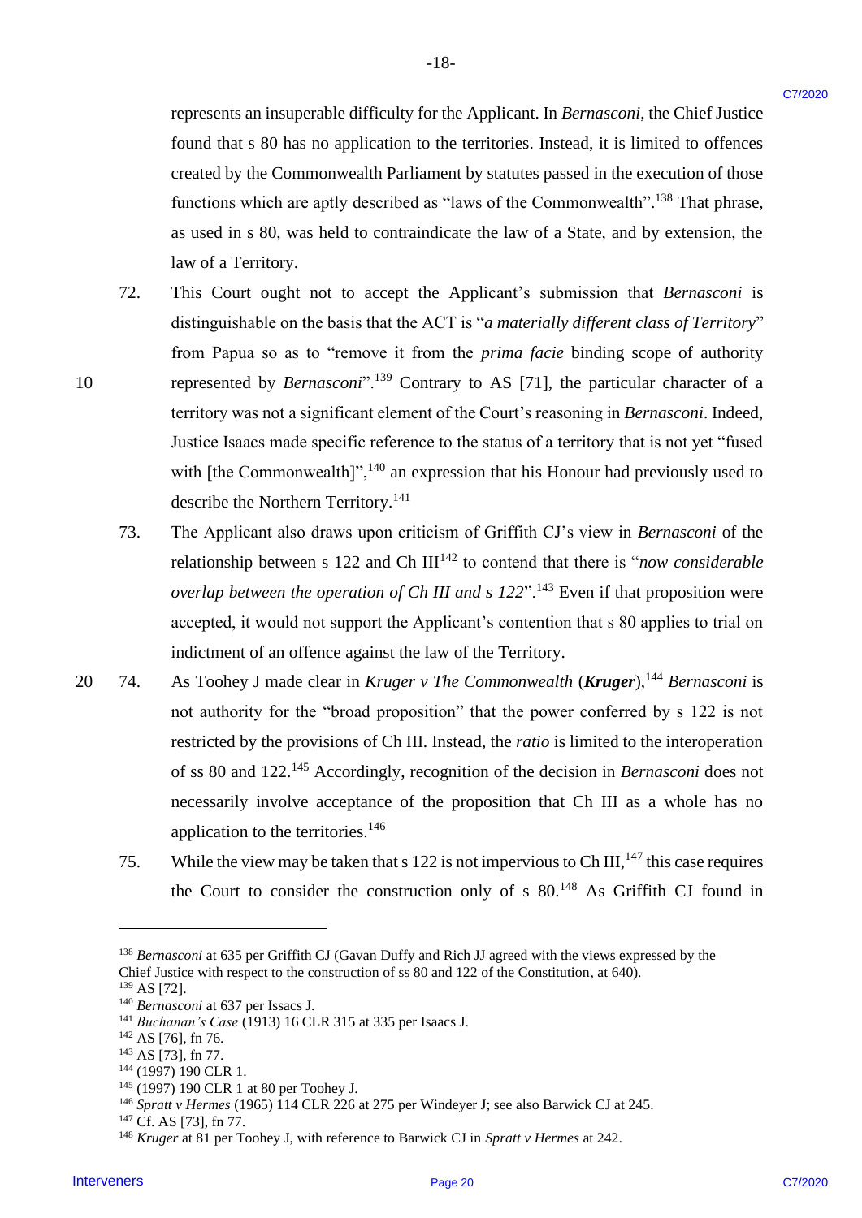represents an insuperable difficulty for the Applicant. In *Bernasconi*, the Chief Justice found that s 80 has no application to the territories. Instead, it is limited to offences created by the Commonwealth Parliament by statutes passed in the execution of those functions which are aptly described as "laws of the Commonwealth".[138] That phrase, as used in s 80, was held to contraindicate the law of a State, and by extension, the law of a Territory.

72. This Court ought not to accept the Applicant's submission that *Bernasconi* is distinguishable on the basis that the ACT is "*a materially different class of Territory*" from Papua so as to "remove it from the *prima facie* binding scope of authority represented by *Bernasconi*".[139] Contrary to AS [71], the particular character of a territory was not a significant element of the Court's reasoning in *Bernasconi*. Indeed, Justice Isaacs made specific reference to the status of a territory that is not yet "fused with [the Commonwealth]",[140] an expression that his Honour had previously used to describe the Northern Territory.[141]

73. The Applicant also draws upon criticism of Griffith CJ's view in *Bernasconi* of the relationship between s 122 and Ch III[142] to contend that there is "*now considerable overlap between the operation of Ch III and s 122*".[143] Even if that proposition were accepted, it would not support the Applicant's contention that s 80 applies to trial on indictment of an offence against the law of the Territory.

74. As Toohey J made clear in *Kruger v The Commonwealth* (***Kruger***),[144] *Bernasconi* is not authority for the "broad proposition" that the power conferred by s 122 is not restricted by the provisions of Ch III. Instead, the *ratio* is limited to the interoperation of ss 80 and 122.[145] Accordingly, recognition of the decision in *Bernasconi* does not necessarily involve acceptance of the proposition that Ch III as a whole has no application to the territories.[146]

75. While the view may be taken that s 122 is not impervious to Ch III,[147] this case requires the Court to consider the construction only of s 80.[148] As Griffith CJ found in

---

[138] *Bernasconi* at 635 per Griffith CJ (Gavan Duffy and Rich JJ agreed with the views expressed by the Chief Justice with respect to the construction of ss 80 and 122 of the Constitution, at 640).
[139] AS [72].
[140] *Bernasconi* at 637 per Issacs J.
[141] *Buchanan's Case* (1913) 16 CLR 315 at 335 per Isaacs J.
[142] AS [76], fn 76.
[143] AS [73], fn 77.
[144] (1997) 190 CLR 1.
[145] (1997) 190 CLR 1 at 80 per Toohey J.
[146] *Spratt v Hermes* (1965) 114 CLR 226 at 275 per Windeyer J; see also Barwick CJ at 245.
[147] Cf. AS [73], fn 77.
[148] *Kruger* at 81 per Toohey J, with reference to Barwick CJ in *Spratt v Hermes* at 242.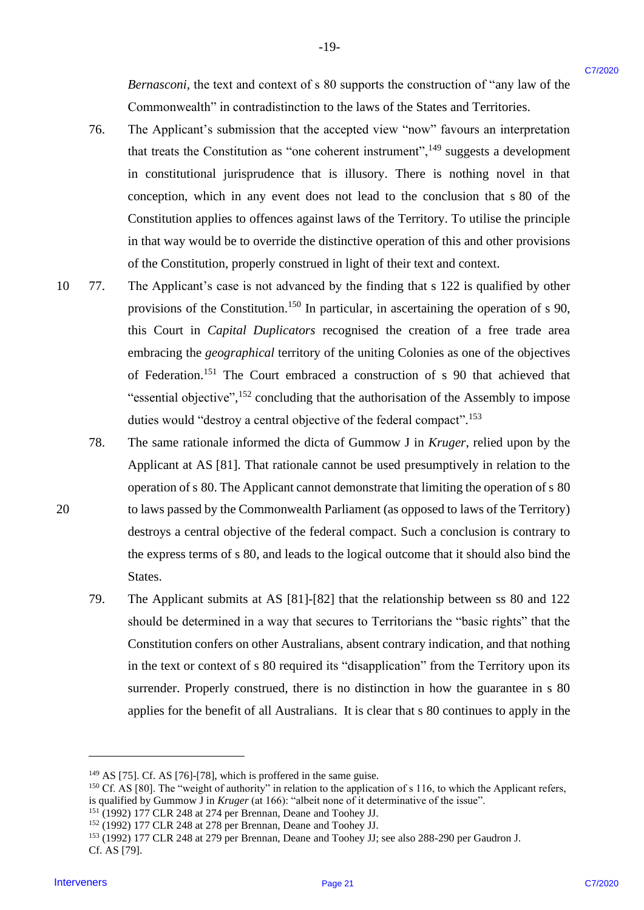*Bernasconi*, the text and context of s 80 supports the construction of "any law of the Commonwealth" in contradistinction to the laws of the States and Territories.

76. The Applicant's submission that the accepted view "now" favours an interpretation that treats the Constitution as "one coherent instrument",[149] suggests a development in constitutional jurisprudence that is illusory. There is nothing novel in that conception, which in any event does not lead to the conclusion that s 80 of the Constitution applies to offences against laws of the Territory. To utilise the principle in that way would be to override the distinctive operation of this and other provisions of the Constitution, properly construed in light of their text and context.

77. The Applicant's case is not advanced by the finding that s 122 is qualified by other provisions of the Constitution.[150] In particular, in ascertaining the operation of s 90, this Court in *Capital Duplicators* recognised the creation of a free trade area embracing the *geographical* territory of the uniting Colonies as one of the objectives of Federation.[151] The Court embraced a construction of s 90 that achieved that "essential objective",[152] concluding that the authorisation of the Assembly to impose duties would "destroy a central objective of the federal compact".[153]

78. The same rationale informed the dicta of Gummow J in *Kruger*, relied upon by the Applicant at AS [81]. That rationale cannot be used presumptively in relation to the operation of s 80. The Applicant cannot demonstrate that limiting the operation of s 80 to laws passed by the Commonwealth Parliament (as opposed to laws of the Territory) destroys a central objective of the federal compact. Such a conclusion is contrary to the express terms of s 80, and leads to the logical outcome that it should also bind the States.

79. The Applicant submits at AS [81]-[82] that the relationship between ss 80 and 122 should be determined in a way that secures to Territorians the "basic rights" that the Constitution confers on other Australians, absent contrary indication, and that nothing in the text or context of s 80 required its "disapplication" from the Territory upon its surrender. Properly construed, there is no distinction in how the guarantee in s 80 applies for the benefit of all Australians. It is clear that s 80 continues to apply in the

---

[149] AS [75]. Cf. AS [76]-[78], which is proffered in the same guise.

[150] Cf. AS [80]. The "weight of authority" in relation to the application of s 116, to which the Applicant refers, is qualified by Gummow J in *Kruger* (at 166): "albeit none of it determinative of the issue".

[151] (1992) 177 CLR 248 at 274 per Brennan, Deane and Toohey JJ.

[152] (1992) 177 CLR 248 at 278 per Brennan, Deane and Toohey JJ.

[153] (1992) 177 CLR 248 at 279 per Brennan, Deane and Toohey JJ; see also 288-290 per Gaudron J. Cf. AS [79].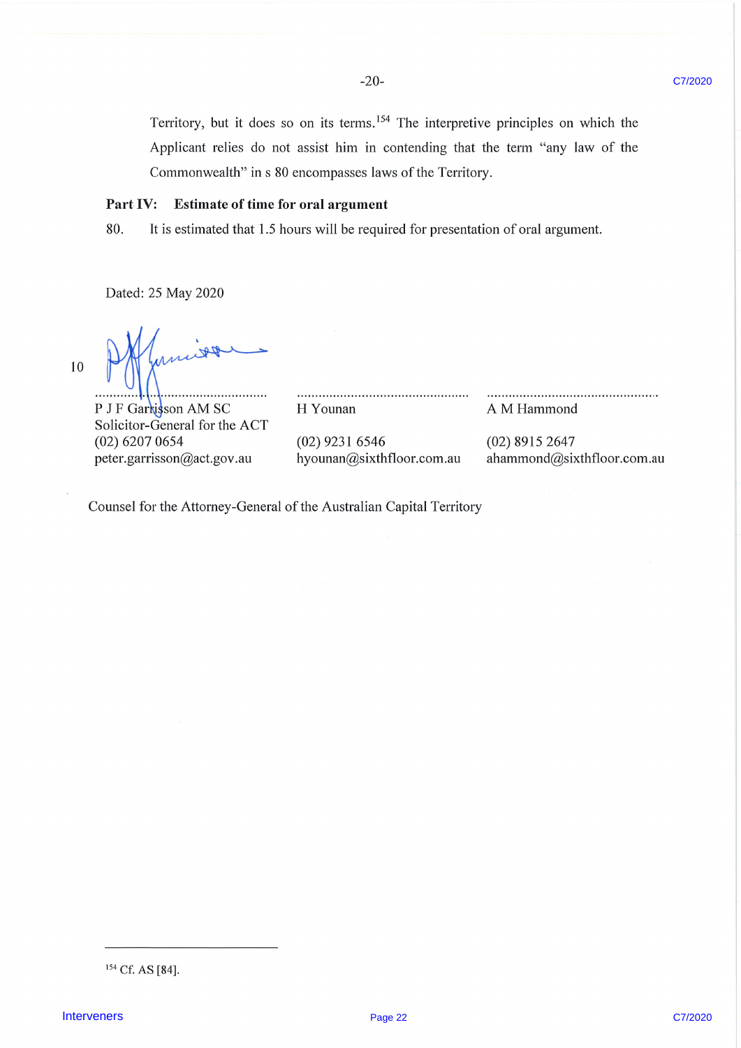Territory, but it does so on its terms.[154] The interpretive principles on which the Applicant relies do not assist him in contending that the term "any law of the Commonwealth" in s 80 encompasses laws of the Territory.

**Part IV: Estimate of time for oral argument**

80. It is estimated that 1.5 hours will be required for presentation of oral argument.

Dated: 25 May 2020

| | | |
|---|---|---|
| ............................................... | ............................................... | ............................................... |
| P J F Garrisson AM SC | H Younan | A M Hammond |
| Solicitor-General for the ACT | | |
| (02) 6207 0654 | (02) 9231 6546 | (02) 8915 2647 |
| peter.garrisson@act.gov.au | hyounan@sixthfloor.com.au | ahammond@sixthfloor.com.au |

Counsel for the Attorney-General of the Australian Capital Territory

---

[154] Cf. AS [84].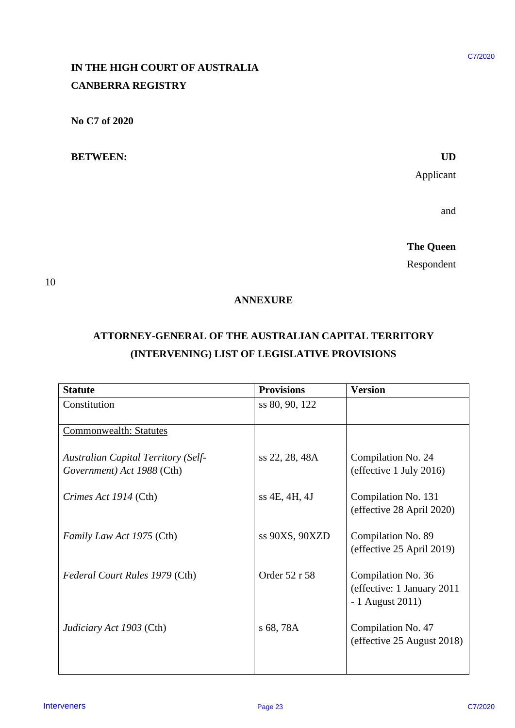IN THE HIGH COURT OF AUSTRALIA
CANBERRA REGISTRY

No C7 of 2020

BETWEEN: **UD**
Applicant

and

**The Queen**
Respondent

## ANNEXURE

## ATTORNEY-GENERAL OF THE AUSTRALIAN CAPITAL TERRITORY (INTERVENING) LIST OF LEGISLATIVE PROVISIONS

| Statute | Provisions | Version |
|---|---|---|
| Constitution | ss 80, 90, 122 | |
| Commonwealth: Statutes | | |
| *Australian Capital Territory (Self-Government) Act 1988* (Cth) | ss 22, 28, 48A | Compilation No. 24 (effective 1 July 2016) |
| *Crimes Act 1914* (Cth) | ss 4E, 4H, 4J | Compilation No. 131 (effective 28 April 2020) |
| *Family Law Act 1975* (Cth) | ss 90XS, 90XZD | Compilation No. 89 (effective 25 April 2019) |
| *Federal Court Rules 1979* (Cth) | Order 52 r 58 | Compilation No. 36 (effective: 1 January 2011 - 1 August 2011) |
| *Judiciary Act 1903* (Cth) | s 68, 78A | Compilation No. 47 (effective 25 August 2018) |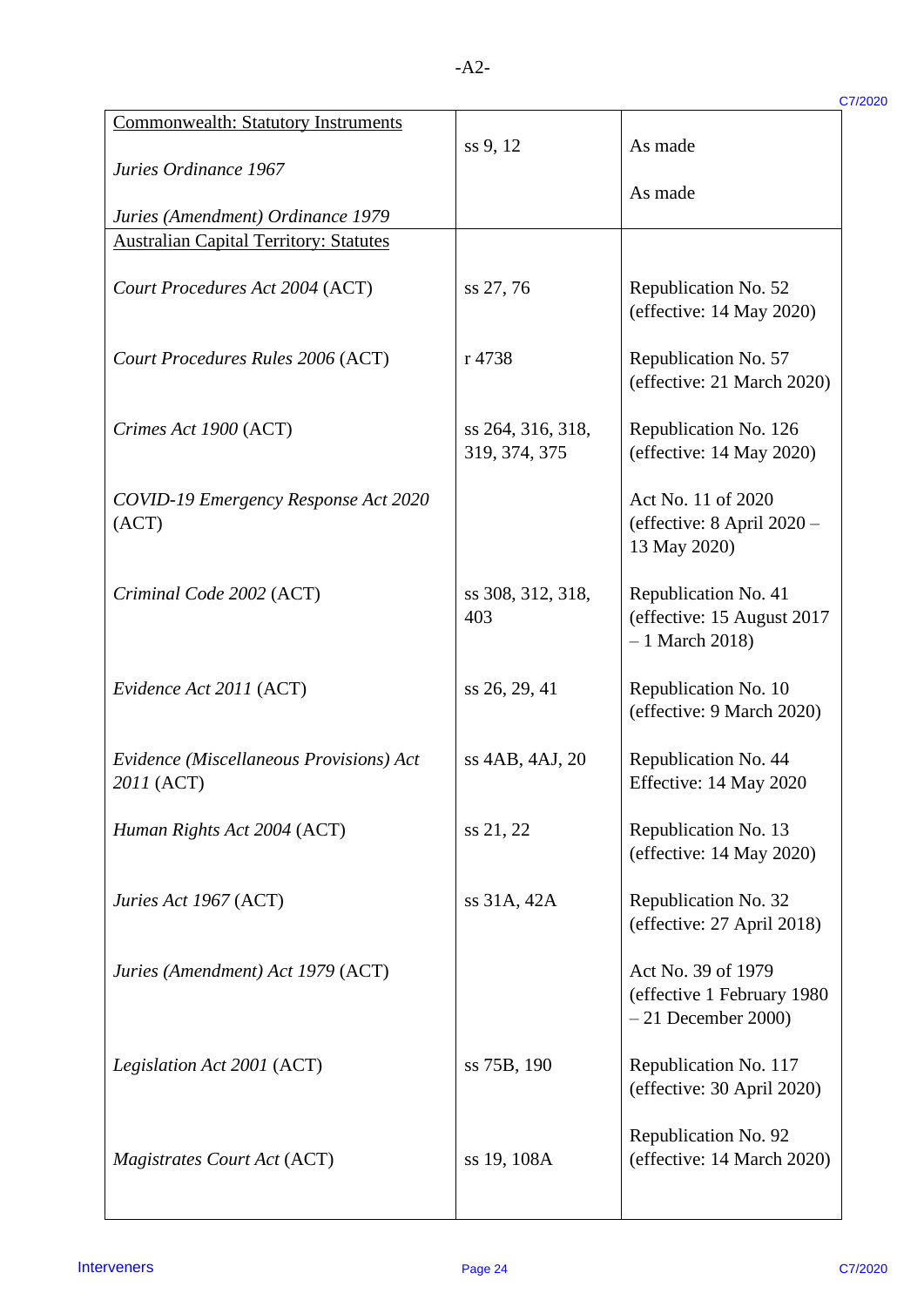-A2-

| | | |
|---|---|---|
| Commonwealth: Statutory Instruments | | |
| *Juries Ordinance 1967* | ss 9, 12 | As made |
| *Juries (Amendment) Ordinance 1979* | | As made |
| Australian Capital Territory: Statutes | | |
| *Court Procedures Act 2004* (ACT) | ss 27, 76 | Republication No. 52 (effective: 14 May 2020) |
| *Court Procedures Rules 2006* (ACT) | r 4738 | Republication No. 57 (effective: 21 March 2020) |
| *Crimes Act 1900* (ACT) | ss 264, 316, 318, 319, 374, 375 | Republication No. 126 (effective: 14 May 2020) |
| *COVID-19 Emergency Response Act 2020* (ACT) | | Act No. 11 of 2020 (effective: 8 April 2020 – 13 May 2020) |
| *Criminal Code 2002* (ACT) | ss 308, 312, 318, 403 | Republication No. 41 (effective: 15 August 2017 – 1 March 2018) |
| *Evidence Act 2011* (ACT) | ss 26, 29, 41 | Republication No. 10 (effective: 9 March 2020) |
| *Evidence (Miscellaneous Provisions) Act 2011* (ACT) | ss 4AB, 4AJ, 20 | Republication No. 44 Effective: 14 May 2020 |
| *Human Rights Act 2004* (ACT) | ss 21, 22 | Republication No. 13 (effective: 14 May 2020) |
| *Juries Act 1967* (ACT) | ss 31A, 42A | Republication No. 32 (effective: 27 April 2018) |
| *Juries (Amendment) Act 1979* (ACT) | | Act No. 39 of 1979 (effective 1 February 1980 – 21 December 2000) |
| *Legislation Act 2001* (ACT) | ss 75B, 190 | Republication No. 117 (effective: 30 April 2020) |
| *Magistrates Court Act* (ACT) | ss 19, 108A | Republication No. 92 (effective: 14 March 2020) |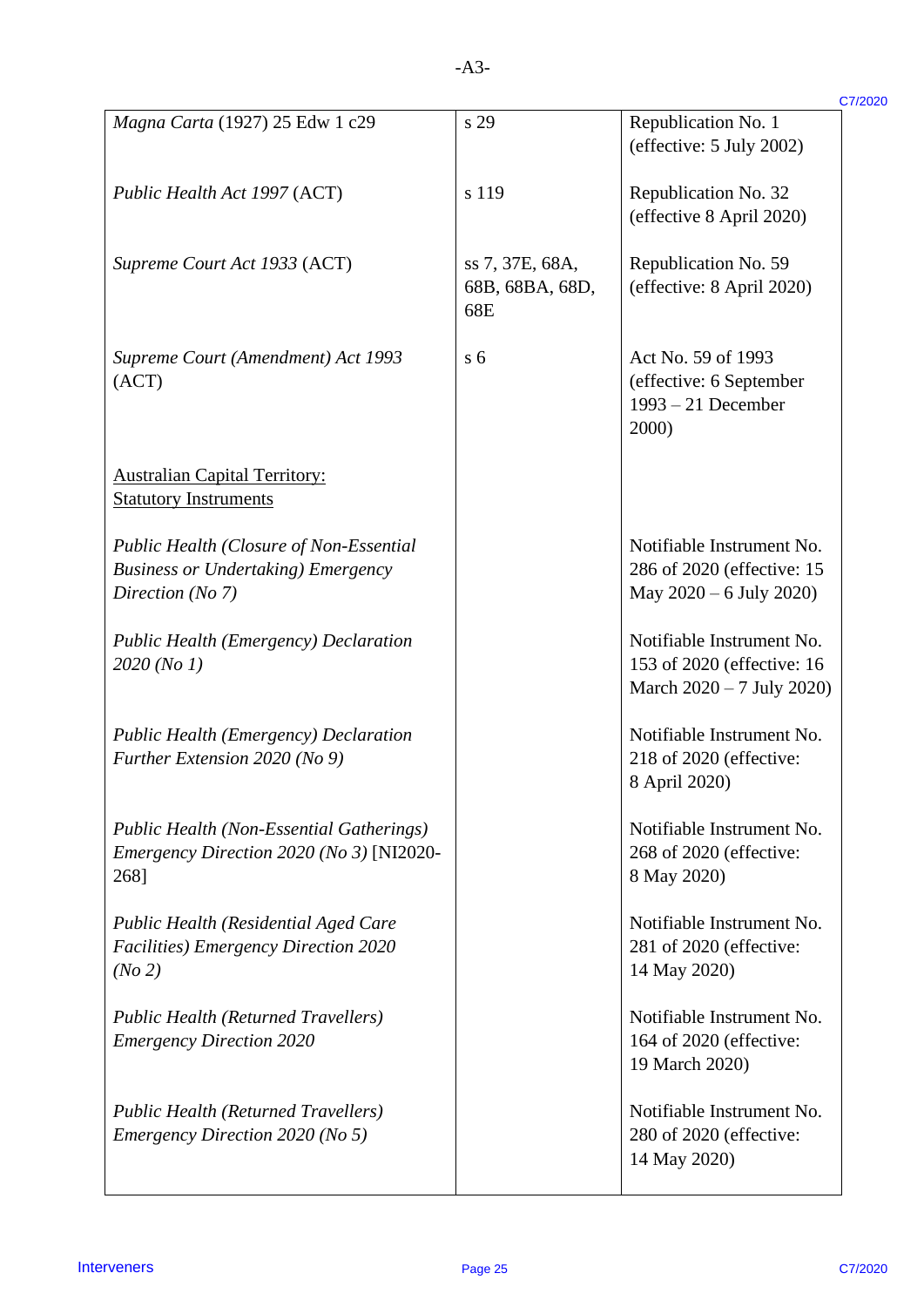| | | |
|---|---|---|
| *Magna Carta* (1927) 25 Edw 1 c29 | s 29 | Republication No. 1 (effective: 5 July 2002) |
| *Public Health Act 1997* (ACT) | s 119 | Republication No. 32 (effective 8 April 2020) |
| *Supreme Court Act 1933* (ACT) | ss 7, 37E, 68A, 68B, 68BA, 68D, 68E | Republication No. 59 (effective: 8 April 2020) |
| *Supreme Court (Amendment) Act 1993* (ACT) | s 6 | Act No. 59 of 1993 (effective: 6 September 1993 – 21 December 2000) |
| <u>Australian Capital Territory: Statutory Instruments</u> | | |
| *Public Health (Closure of Non-Essential Business or Undertaking) Emergency Direction (No 7)* | | Notifiable Instrument No. 286 of 2020 (effective: 15 May 2020 – 6 July 2020) |
| *Public Health (Emergency) Declaration 2020 (No 1)* | | Notifiable Instrument No. 153 of 2020 (effective: 16 March 2020 – 7 July 2020) |
| *Public Health (Emergency) Declaration Further Extension 2020 (No 9)* | | Notifiable Instrument No. 218 of 2020 (effective: 8 April 2020) |
| *Public Health (Non-Essential Gatherings) Emergency Direction 2020 (No 3)* [NI2020-268] | | Notifiable Instrument No. 268 of 2020 (effective: 8 May 2020) |
| *Public Health (Residential Aged Care Facilities) Emergency Direction 2020 (No 2)* | | Notifiable Instrument No. 281 of 2020 (effective: 14 May 2020) |
| *Public Health (Returned Travellers) Emergency Direction 2020* | | Notifiable Instrument No. 164 of 2020 (effective: 19 March 2020) |
| *Public Health (Returned Travellers) Emergency Direction 2020 (No 5)* | | Notifiable Instrument No. 280 of 2020 (effective: 14 May 2020) |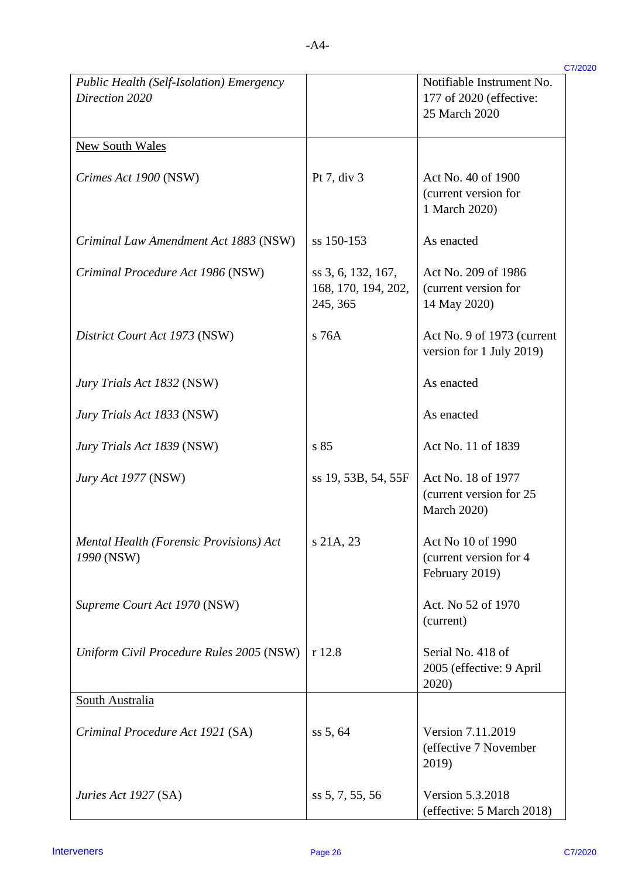| | | |
|---|---|---|
| *Public Health (Self-Isolation) Emergency Direction 2020* | | Notifiable Instrument No. 177 of 2020 (effective: 25 March 2020 |
| New South Wales | | |
| *Crimes Act 1900* (NSW) | Pt 7, div 3 | Act No. 40 of 1900 (current version for 1 March 2020) |
| *Criminal Law Amendment Act 1883* (NSW) | ss 150-153 | As enacted |
| *Criminal Procedure Act 1986* (NSW) | ss 3, 6, 132, 167, 168, 170, 194, 202, 245, 365 | Act No. 209 of 1986 (current version for 14 May 2020) |
| *District Court Act 1973* (NSW) | s 76A | Act No. 9 of 1973 (current version for 1 July 2019) |
| *Jury Trials Act 1832* (NSW) | | As enacted |
| *Jury Trials Act 1833* (NSW) | | As enacted |
| *Jury Trials Act 1839* (NSW) | s 85 | Act No. 11 of 1839 |
| *Jury Act 1977* (NSW) | ss 19, 53B, 54, 55F | Act No. 18 of 1977 (current version for 25 March 2020) |
| *Mental Health (Forensic Provisions) Act 1990* (NSW) | s 21A, 23 | Act No 10 of 1990 (current version for 4 February 2019) |
| *Supreme Court Act 1970* (NSW) | | Act. No 52 of 1970 (current) |
| *Uniform Civil Procedure Rules 2005* (NSW) | r 12.8 | Serial No. 418 of 2005 (effective: 9 April 2020) |
| South Australia | | |
| *Criminal Procedure Act 1921* (SA) | ss 5, 64 | Version 7.11.2019 (effective 7 November 2019) |
| *Juries Act 1927* (SA) | ss 5, 7, 55, 56 | Version 5.3.2018 (effective: 5 March 2018) |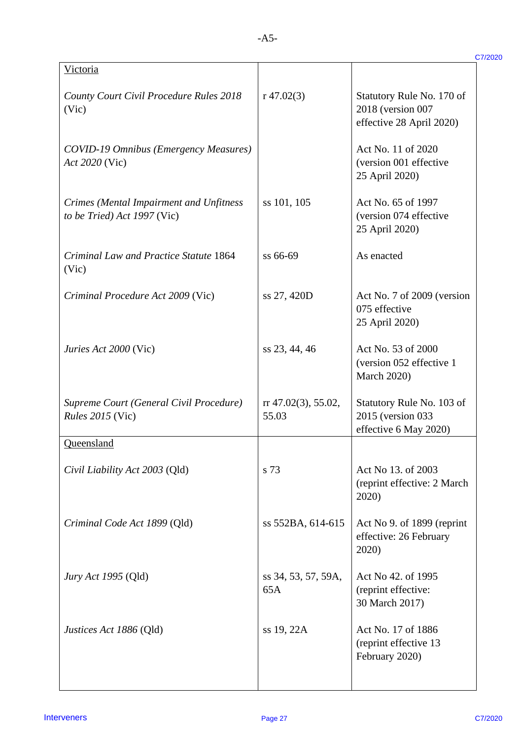| Victoria | | |
|---|---|---|
| *County Court Civil Procedure Rules 2018* (Vic) | r 47.02(3) | Statutory Rule No. 170 of 2018 (version 007 effective 28 April 2020) |
| *COVID-19 Omnibus (Emergency Measures) Act 2020* (Vic) | | Act No. 11 of 2020 (version 001 effective 25 April 2020) |
| *Crimes (Mental Impairment and Unfitness to be Tried) Act 1997* (Vic) | ss 101, 105 | Act No. 65 of 1997 (version 074 effective 25 April 2020) |
| *Criminal Law and Practice Statute* 1864 (Vic) | ss 66-69 | As enacted |
| *Criminal Procedure Act 2009* (Vic) | ss 27, 420D | Act No. 7 of 2009 (version 075 effective 25 April 2020) |
| *Juries Act 2000* (Vic) | ss 23, 44, 46 | Act No. 53 of 2000 (version 052 effective 1 March 2020) |
| *Supreme Court (General Civil Procedure) Rules 2015* (Vic) | rr 47.02(3), 55.02, 55.03 | Statutory Rule No. 103 of 2015 (version 033 effective 6 May 2020) |
| Queensland | | |
| *Civil Liability Act 2003* (Qld) | s 73 | Act No 13. of 2003 (reprint effective: 2 March 2020) |
| *Criminal Code Act 1899* (Qld) | ss 552BA, 614-615 | Act No 9. of 1899 (reprint effective: 26 February 2020) |
| *Jury Act 1995* (Qld) | ss 34, 53, 57, 59A, 65A | Act No 42. of 1995 (reprint effective: 30 March 2017) |
| *Justices Act 1886* (Qld) | ss 19, 22A | Act No. 17 of 1886 (reprint effective 13 February 2020) |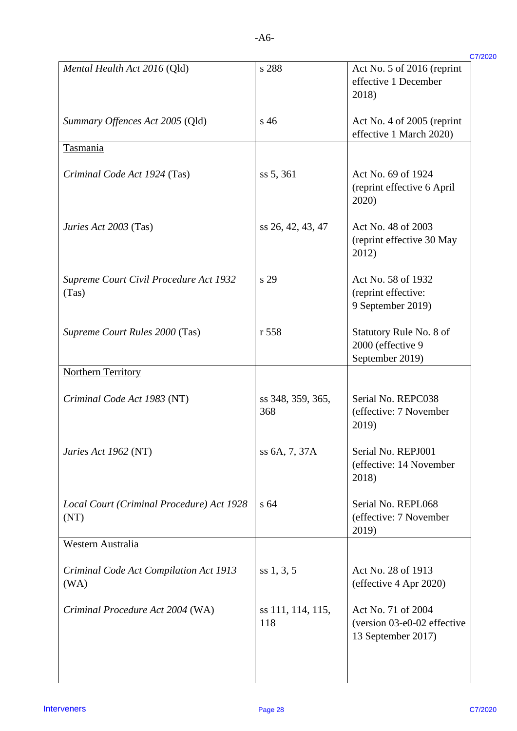| | | |
|---|---|---|
| *Mental Health Act 2016* (Qld) | s 288 | Act No. 5 of 2016 (reprint effective 1 December 2018) |
| *Summary Offences Act 2005* (Qld) | s 46 | Act No. 4 of 2005 (reprint effective 1 March 2020) |
| Tasmania | | |
| *Criminal Code Act 1924* (Tas) | ss 5, 361 | Act No. 69 of 1924 (reprint effective 6 April 2020) |
| *Juries Act 2003* (Tas) | ss 26, 42, 43, 47 | Act No. 48 of 2003 (reprint effective 30 May 2012) |
| *Supreme Court Civil Procedure Act 1932* (Tas) | s 29 | Act No. 58 of 1932 (reprint effective: 9 September 2019) |
| *Supreme Court Rules 2000* (Tas) | r 558 | Statutory Rule No. 8 of 2000 (effective 9 September 2019) |
| Northern Territory | | |
| *Criminal Code Act 1983* (NT) | ss 348, 359, 365, 368 | Serial No. REPC038 (effective: 7 November 2019) |
| *Juries Act 1962* (NT) | ss 6A, 7, 37A | Serial No. REPJ001 (effective: 14 November 2018) |
| *Local Court (Criminal Procedure) Act 1928* (NT) | s 64 | Serial No. REPL068 (effective: 7 November 2019) |
| Western Australia | | |
| *Criminal Code Act Compilation Act 1913* (WA) | ss 1, 3, 5 | Act No. 28 of 1913 (effective 4 Apr 2020) |
| *Criminal Procedure Act 2004* (WA) | ss 111, 114, 115, 118 | Act No. 71 of 2004 (version 03-e0-02 effective 13 September 2017) |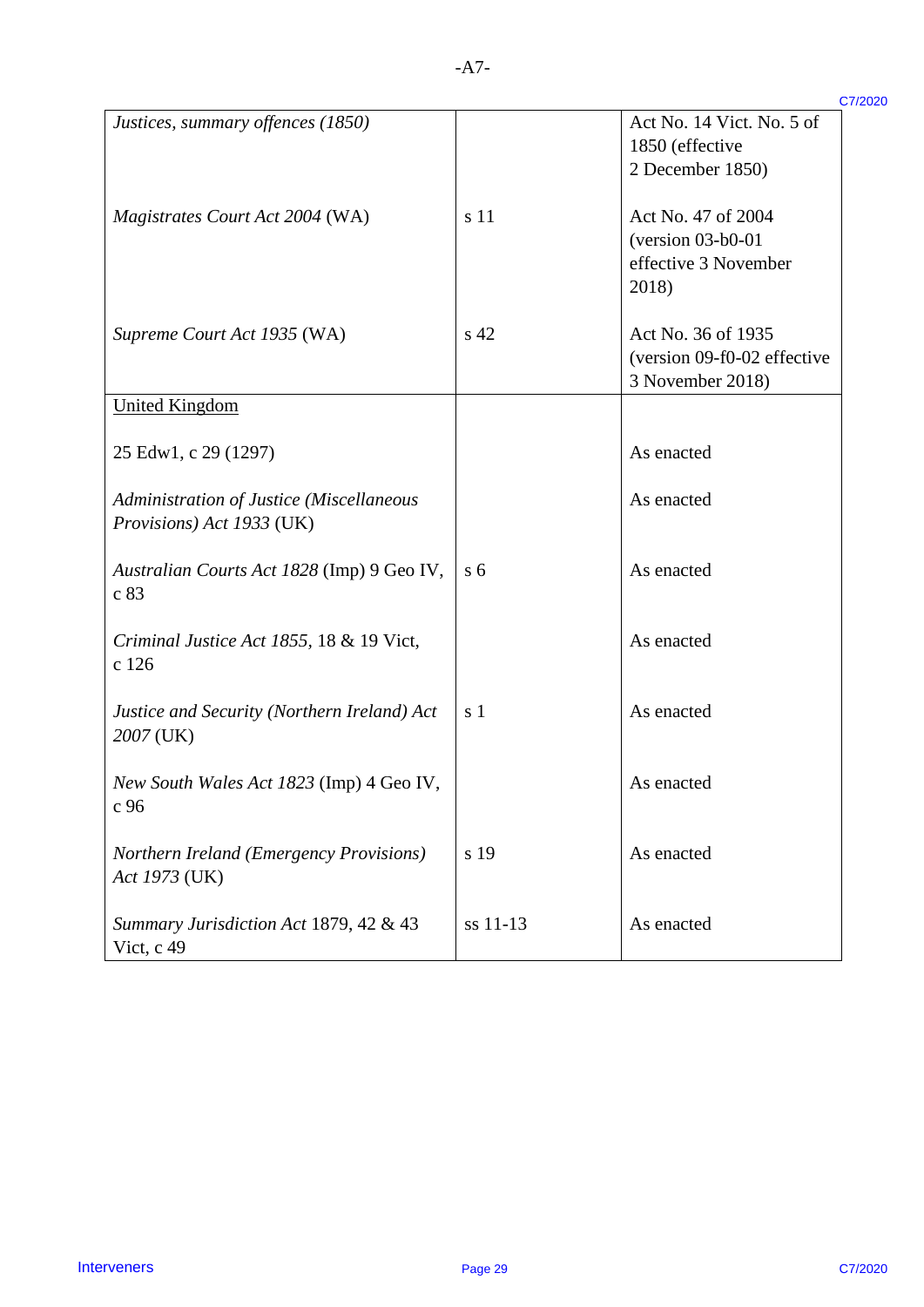| | | |
|---|---|---|
| *Justices, summary offences (1850)* | | Act No. 14 Vict. No. 5 of 1850 (effective 2 December 1850) |
| *Magistrates Court Act 2004* (WA) | s 11 | Act No. 47 of 2004 (version 03-b0-01 effective 3 November 2018) |
| *Supreme Court Act 1935* (WA) | s 42 | Act No. 36 of 1935 (version 09-f0-02 effective 3 November 2018) |
| United Kingdom | | |
| 25 Edw1, c 29 (1297) | | As enacted |
| *Administration of Justice (Miscellaneous Provisions) Act 1933* (UK) | | As enacted |
| *Australian Courts Act 1828* (Imp) 9 Geo IV, c 83 | s 6 | As enacted |
| *Criminal Justice Act 1855,* 18 & 19 Vict, c 126 | | As enacted |
| *Justice and Security (Northern Ireland) Act 2007* (UK) | s 1 | As enacted |
| *New South Wales Act 1823* (Imp) 4 Geo IV, c 96 | | As enacted |
| *Northern Ireland (Emergency Provisions) Act 1973* (UK) | s 19 | As enacted |
| *Summary Jurisdiction Act* 1879, 42 & 43 Vict, c 49 | ss 11-13 | As enacted |